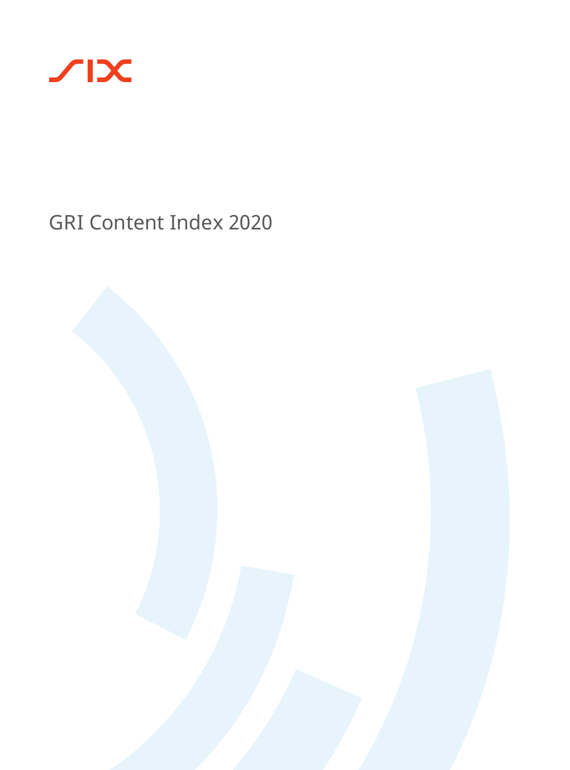SIX

# GRI Content Index 2020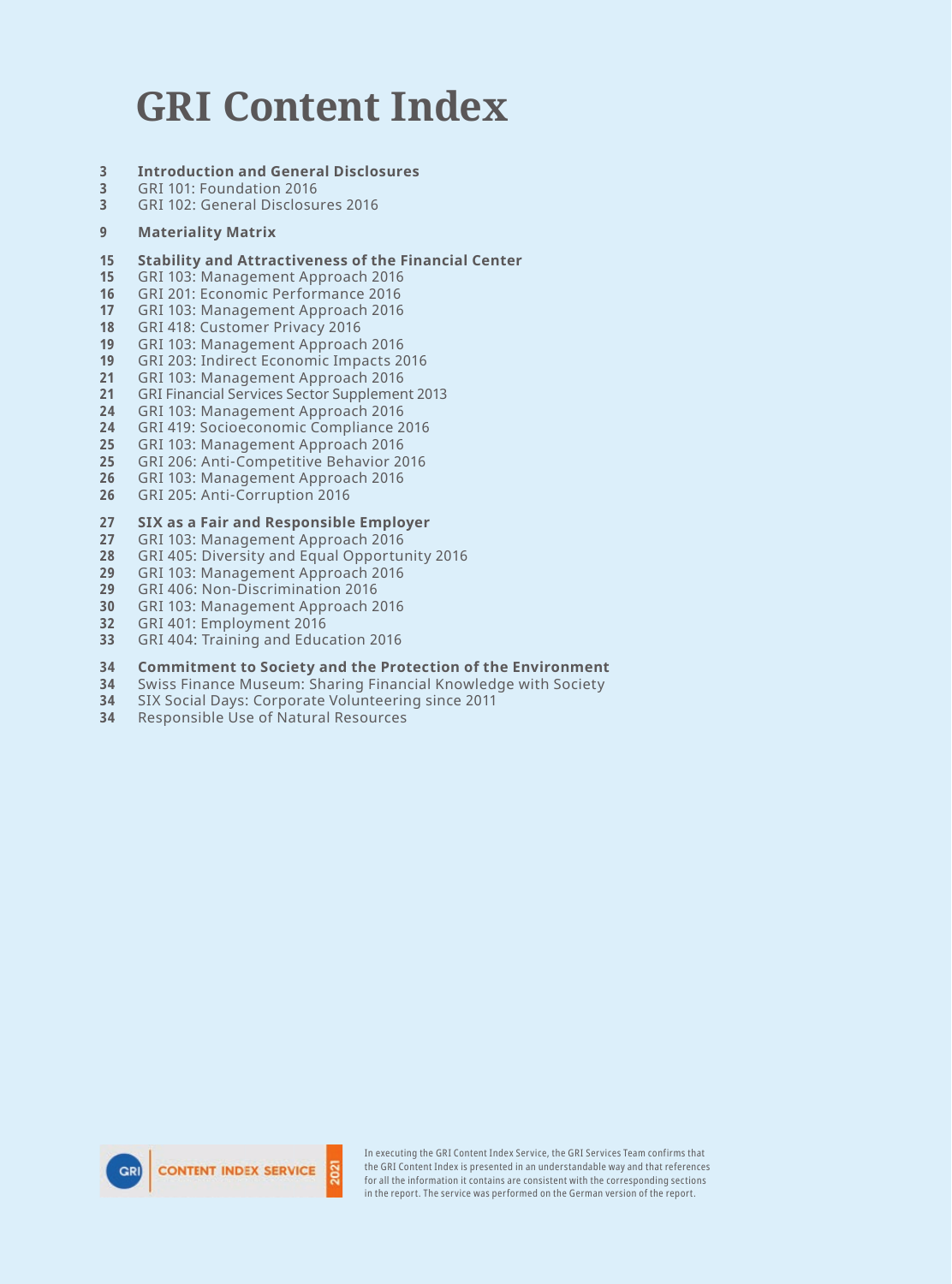# GRI Content Index

| Page | Section |
|---|---|
| 3 | **Introduction and General Disclosures** |
| 3 | GRI 101: Foundation 2016 |
| 3 | GRI 102: General Disclosures 2016 |
| 9 | **Materiality Matrix** |
| 15 | **Stability and Attractiveness of the Financial Center** |
| 15 | GRI 103: Management Approach 2016 |
| 16 | GRI 201: Economic Performance 2016 |
| 17 | GRI 103: Management Approach 2016 |
| 18 | GRI 418: Customer Privacy 2016 |
| 19 | GRI 103: Management Approach 2016 |
| 19 | GRI 203: Indirect Economic Impacts 2016 |
| 21 | GRI 103: Management Approach 2016 |
| 21 | GRI Financial Services Sector Supplement 2013 |
| 24 | GRI 103: Management Approach 2016 |
| 24 | GRI 419: Socioeconomic Compliance 2016 |
| 25 | GRI 103: Management Approach 2016 |
| 25 | GRI 206: Anti-Competitive Behavior 2016 |
| 26 | GRI 103: Management Approach 2016 |
| 26 | GRI 205: Anti-Corruption 2016 |
| 27 | **SIX as a Fair and Responsible Employer** |
| 27 | GRI 103: Management Approach 2016 |
| 28 | GRI 405: Diversity and Equal Opportunity 2016 |
| 29 | GRI 103: Management Approach 2016 |
| 29 | GRI 406: Non-Discrimination 2016 |
| 30 | GRI 103: Management Approach 2016 |
| 32 | GRI 401: Employment 2016 |
| 33 | GRI 404: Training and Education 2016 |
| 34 | **Commitment to Society and the Protection of the Environment** |
| 34 | Swiss Finance Museum: Sharing Financial Knowledge with Society |
| 34 | SIX Social Days: Corporate Volunteering since 2011 |
| 34 | Responsible Use of Natural Resources |

GRI | CONTENT INDEX SERVICE | 2021

In executing the GRI Content Index Service, the GRI Services Team confirms that the GRI Content Index is presented in an understandable way and that references for all the information it contains are consistent with the corresponding sections in the report. The service was performed on the German version of the report.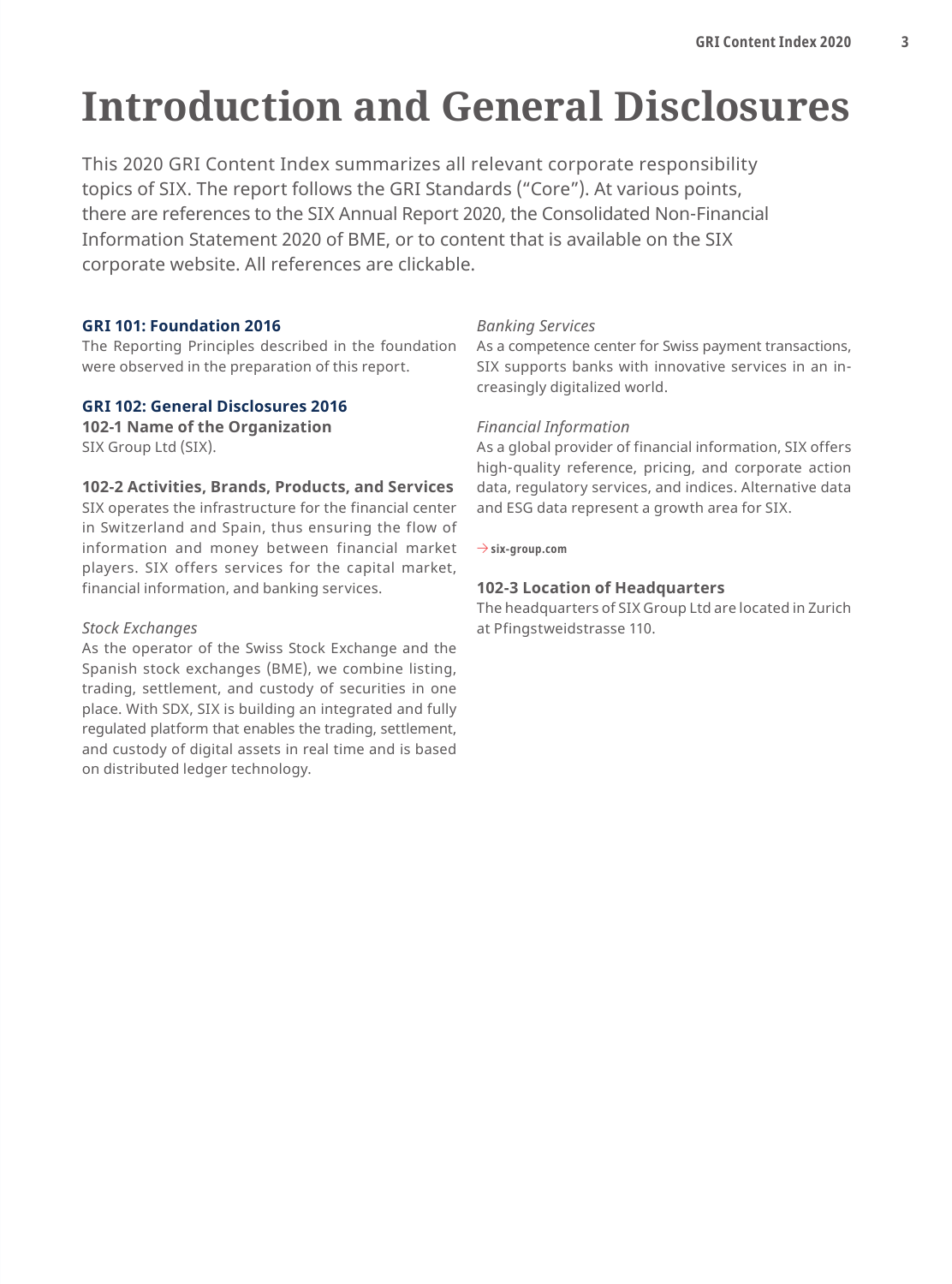# Introduction and General Disclosures

This 2020 GRI Content Index summarizes all relevant corporate responsibility topics of SIX. The report follows the GRI Standards ("Core"). At various points, there are references to the SIX Annual Report 2020, the Consolidated Non-Financial Information Statement 2020 of BME, or to content that is available on the SIX corporate website. All references are clickable.

## GRI 101: Foundation 2016

The Reporting Principles described in the foundation were observed in the preparation of this report.

## GRI 102: General Disclosures 2016

### 102-1 Name of the Organization

SIX Group Ltd (SIX).

### 102-2 Activities, Brands, Products, and Services

SIX operates the infrastructure for the financial center in Switzerland and Spain, thus ensuring the flow of information and money between financial market players. SIX offers services for the capital market, financial information, and banking services.

*Stock Exchanges*

As the operator of the Swiss Stock Exchange and the Spanish stock exchanges (BME), we combine listing, trading, settlement, and custody of securities in one place. With SDX, SIX is building an integrated and fully regulated platform that enables the trading, settlement, and custody of digital assets in real time and is based on distributed ledger technology.

*Banking Services*

As a competence center for Swiss payment transactions, SIX supports banks with innovative services in an increasingly digitalized world.

*Financial Information*

As a global provider of financial information, SIX offers high-quality reference, pricing, and corporate action data, regulatory services, and indices. Alternative data and ESG data represent a growth area for SIX.

→ six-group.com

### 102-3 Location of Headquarters

The headquarters of SIX Group Ltd are located in Zurich at Pfingstweidstrasse 110.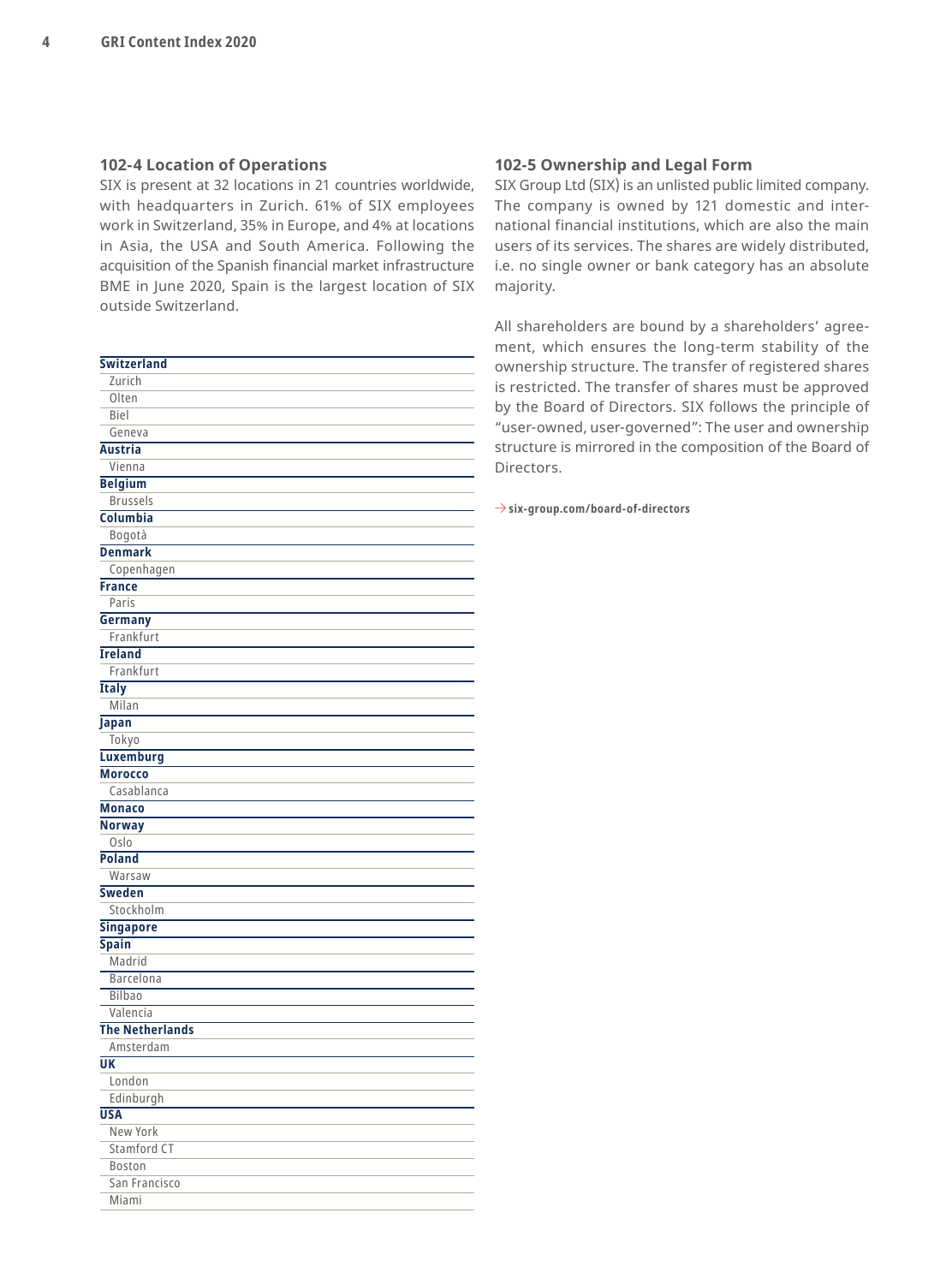### 102-4 Location of Operations

SIX is present at 32 locations in 21 countries worldwide, with headquarters in Zurich. 61% of SIX employees work in Switzerland, 35% in Europe, and 4% at locations in Asia, the USA and South America. Following the acquisition of the Spanish financial market infrastructure BME in June 2020, Spain is the largest location of SIX outside Switzerland.

| **Switzerland** |
|---|
| Zurich |
| Olten |
| Biel |
| Geneva |
| **Austria** |
| Vienna |
| **Belgium** |
| Brussels |
| **Columbia** |
| Bogotà |
| **Denmark** |
| Copenhagen |
| **France** |
| Paris |
| **Germany** |
| Frankfurt |
| **Ireland** |
| Frankfurt |
| **Italy** |
| Milan |
| **Japan** |
| Tokyo |
| **Luxemburg** |
| **Morocco** |
| Casablanca |
| **Monaco** |
| **Norway** |
| Oslo |
| **Poland** |
| Warsaw |
| **Sweden** |
| Stockholm |
| **Singapore** |
| **Spain** |
| Madrid |
| Barcelona |
| Bilbao |
| Valencia |
| **The Netherlands** |
| Amsterdam |
| **UK** |
| London |
| Edinburgh |
| **USA** |
| New York |
| Stamford CT |
| Boston |
| San Francisco |
| Miami |

### 102-5 Ownership and Legal Form

SIX Group Ltd (SIX) is an unlisted public limited company. The company is owned by 121 domestic and international financial institutions, which are also the main users of its services. The shares are widely distributed, i.e. no single owner or bank category has an absolute majority.

All shareholders are bound by a shareholders' agreement, which ensures the long-term stability of the ownership structure. The transfer of registered shares is restricted. The transfer of shares must be approved by the Board of Directors. SIX follows the principle of "user-owned, user-governed": The user and ownership structure is mirrored in the composition of the Board of Directors.

→ **six-group.com/board-of-directors**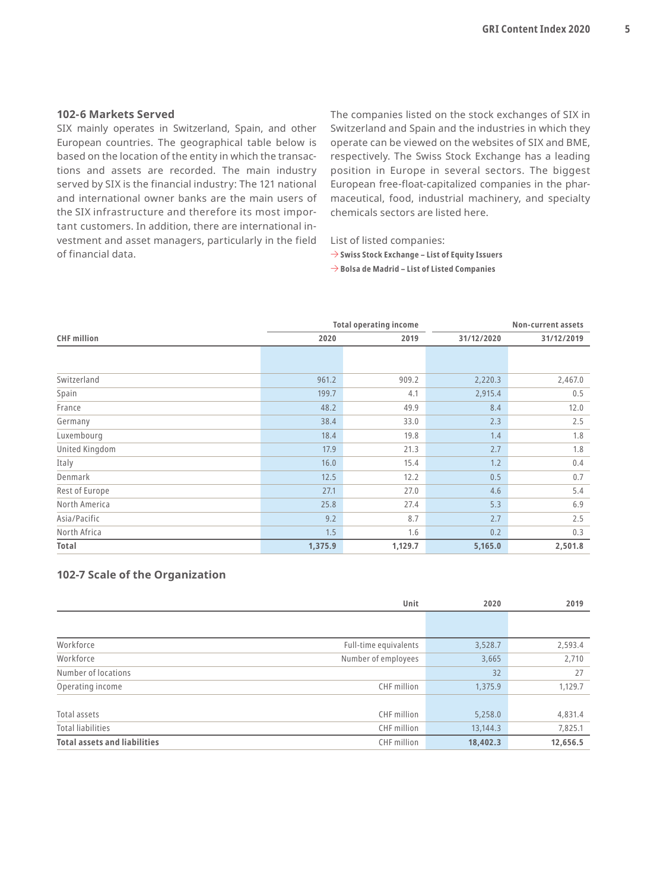## 102-6 Markets Served

SIX mainly operates in Switzerland, Spain, and other European countries. The geographical table below is based on the location of the entity in which the transactions and assets are recorded. The main industry served by SIX is the financial industry: The 121 national and international owner banks are the main users of the SIX infrastructure and therefore its most important customers. In addition, there are international investment and asset managers, particularly in the field of financial data.

The companies listed on the stock exchanges of SIX in Switzerland and Spain and the industries in which they operate can be viewed on the websites of SIX and BME, respectively. The Swiss Stock Exchange has a leading position in Europe in several sectors. The biggest European free-float-capitalized companies in the pharmaceutical, food, industrial machinery, and specialty chemicals sectors are listed here.

List of listed companies:

→ **Swiss Stock Exchange – List of Equity Issuers**

→ **Bolsa de Madrid – List of Listed Companies**

| | Total operating income | | Non-current assets | |
|---|---|---|---|---|
| CHF million | 2020 | 2019 | 31/12/2020 | 31/12/2019 |
| Switzerland | 961.2 | 909.2 | 2,220.3 | 2,467.0 |
| Spain | 199.7 | 4.1 | 2,915.4 | 0.5 |
| France | 48.2 | 49.9 | 8.4 | 12.0 |
| Germany | 38.4 | 33.0 | 2.3 | 2.5 |
| Luxembourg | 18.4 | 19.8 | 1.4 | 1.8 |
| United Kingdom | 17.9 | 21.3 | 2.7 | 1.8 |
| Italy | 16.0 | 15.4 | 1.2 | 0.4 |
| Denmark | 12.5 | 12.2 | 0.5 | 0.7 |
| Rest of Europe | 27.1 | 27.0 | 4.6 | 5.4 |
| North America | 25.8 | 27.4 | 5.3 | 6.9 |
| Asia/Pacific | 9.2 | 8.7 | 2.7 | 2.5 |
| North Africa | 1.5 | 1.6 | 0.2 | 0.3 |
| **Total** | **1,375.9** | **1,129.7** | **5,165.0** | **2,501.8** |

## 102-7 Scale of the Organization

| | Unit | 2020 | 2019 |
|---|---|---|---|
| Workforce | Full-time equivalents | 3,528.7 | 2,593.4 |
| Workforce | Number of employees | 3,665 | 2,710 |
| Number of locations | | 32 | 27 |
| Operating income | CHF million | 1,375.9 | 1,129.7 |
| Total assets | CHF million | 5,258.0 | 4,831.4 |
| Total liabilities | CHF million | 13,144.3 | 7,825.1 |
| **Total assets and liabilities** | CHF million | **18,402.3** | **12,656.5** |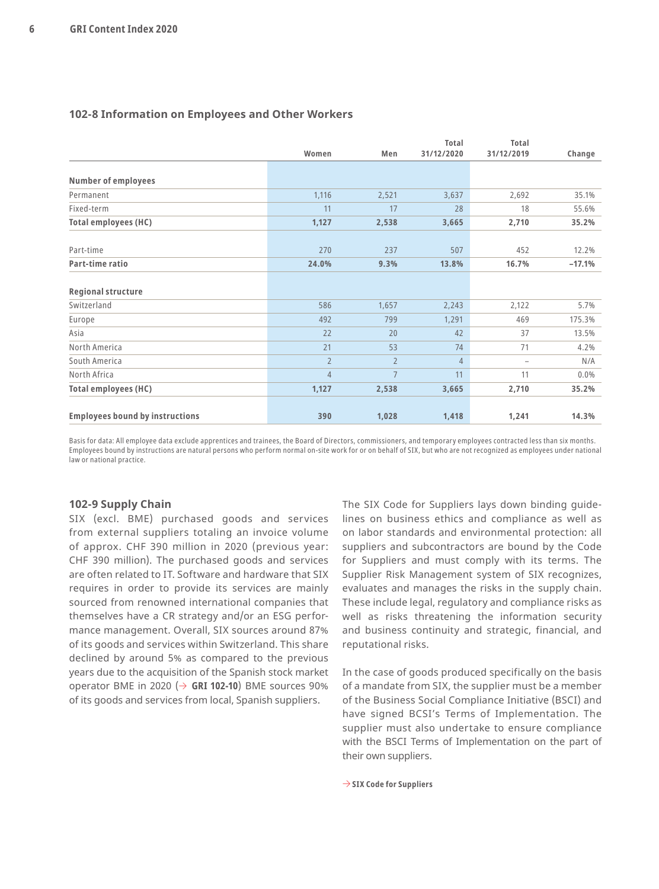## 102-8 Information on Employees and Other Workers

| | Women | Men | Total 31/12/2020 | Total 31/12/2019 | Change |
|---|---|---|---|---|---|
| **Number of employees** | | | | | |
| Permanent | 1,116 | 2,521 | 3,637 | 2,692 | 35.1% |
| Fixed-term | 11 | 17 | 28 | 18 | 55.6% |
| **Total employees (HC)** | **1,127** | **2,538** | **3,665** | **2,710** | **35.2%** |
| Part-time | 270 | 237 | 507 | 452 | 12.2% |
| **Part-time ratio** | **24.0%** | **9.3%** | **13.8%** | **16.7%** | **–17.1%** |
| **Regional structure** | | | | | |
| Switzerland | 586 | 1,657 | 2,243 | 2,122 | 5.7% |
| Europe | 492 | 799 | 1,291 | 469 | 175.3% |
| Asia | 22 | 20 | 42 | 37 | 13.5% |
| North America | 21 | 53 | 74 | 71 | 4.2% |
| South America | 2 | 2 | 4 | – | N/A |
| North Africa | 4 | 7 | 11 | 11 | 0.0% |
| **Total employees (HC)** | **1,127** | **2,538** | **3,665** | **2,710** | **35.2%** |
| **Employees bound by instructions** | **390** | **1,028** | **1,418** | **1,241** | **14.3%** |

Basis for data: All employee data exclude apprentices and trainees, the Board of Directors, commissioners, and temporary employees contracted less than six months. Employees bound by instructions are natural persons who perform normal on-site work for or on behalf of SIX, but who are not recognized as employees under national law or national practice.

## 102-9 Supply Chain

SIX (excl. BME) purchased goods and services from external suppliers totaling an invoice volume of approx. CHF 390 million in 2020 (previous year: CHF 390 million). The purchased goods and services are often related to IT. Software and hardware that SIX requires in order to provide its services are mainly sourced from renowned international companies that themselves have a CR strategy and/or an ESG performance management. Overall, SIX sources around 87% of its goods and services within Switzerland. This share declined by around 5% as compared to the previous years due to the acquisition of the Spanish stock market operator BME in 2020 (→ **GRI 102-10**) BME sources 90% of its goods and services from local, Spanish suppliers.

The SIX Code for Suppliers lays down binding guidelines on business ethics and compliance as well as on labor standards and environmental protection: all suppliers and subcontractors are bound by the Code for Suppliers and must comply with its terms. The Supplier Risk Management system of SIX recognizes, evaluates and manages the risks in the supply chain. These include legal, regulatory and compliance risks as well as risks threatening the information security and business continuity and strategic, financial, and reputational risks.

In the case of goods produced specifically on the basis of a mandate from SIX, the supplier must be a member of the Business Social Compliance Initiative (BSCI) and have signed BCSI's Terms of Implementation. The supplier must also undertake to ensure compliance with the BSCI Terms of Implementation on the part of their own suppliers.

→ **SIX Code for Suppliers**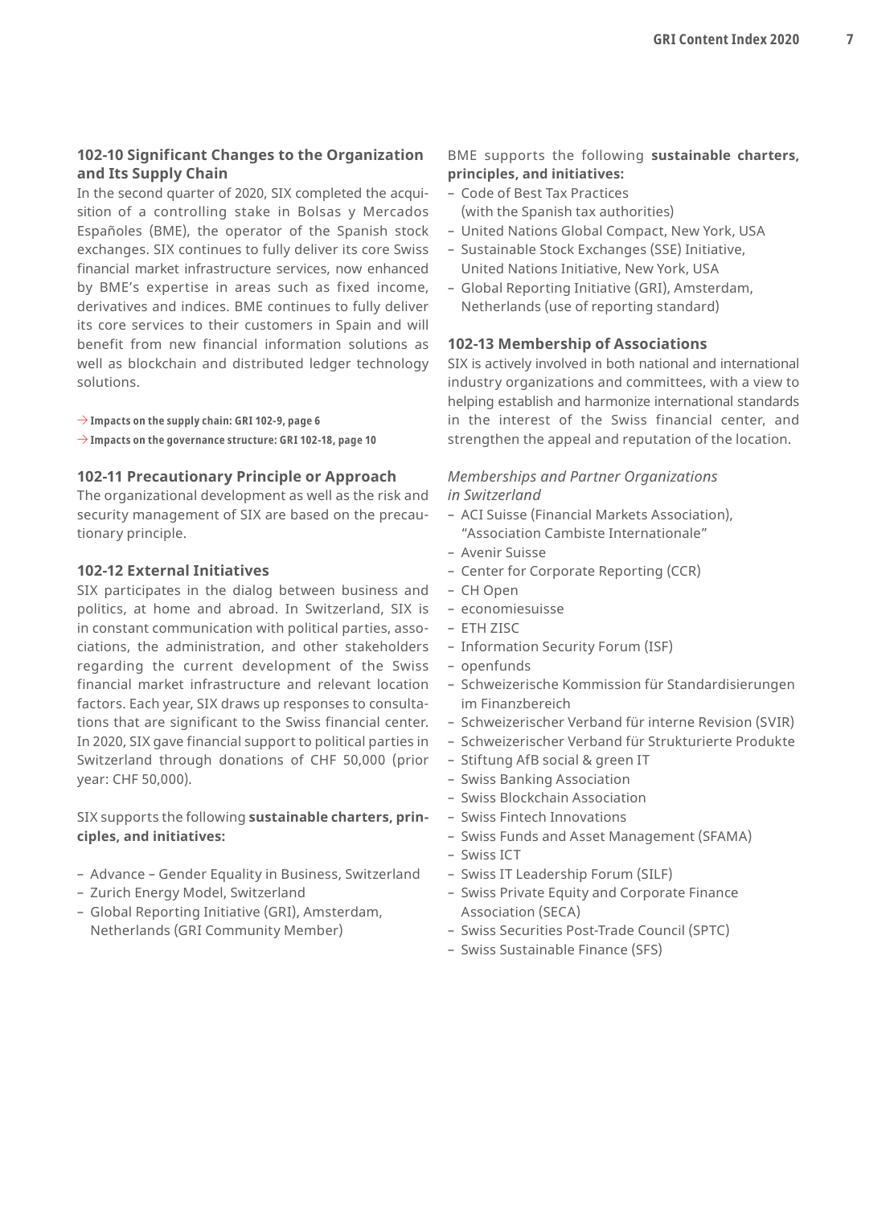### 102-10 Significant Changes to the Organization and Its Supply Chain

In the second quarter of 2020, SIX completed the acquisition of a controlling stake in Bolsas y Mercados Españoles (BME), the operator of the Spanish stock exchanges. SIX continues to fully deliver its core Swiss financial market infrastructure services, now enhanced by BME's expertise in areas such as fixed income, derivatives and indices. BME continues to fully deliver its core services to their customers in Spain and will benefit from new financial information solutions as well as blockchain and distributed ledger technology solutions.

→ **Impacts on the supply chain: GRI 102-9, page 6**
→ **Impacts on the governance structure: GRI 102-18, page 10**

### 102-11 Precautionary Principle or Approach

The organizational development as well as the risk and security management of SIX are based on the precautionary principle.

### 102-12 External Initiatives

SIX participates in the dialog between business and politics, at home and abroad. In Switzerland, SIX is in constant communication with political parties, associations, the administration, and other stakeholders regarding the current development of the Swiss financial market infrastructure and relevant location factors. Each year, SIX draws up responses to consultations that are significant to the Swiss financial center. In 2020, SIX gave financial support to political parties in Switzerland through donations of CHF 50,000 (prior year: CHF 50,000).

SIX supports the following **sustainable charters, principles, and initiatives:**

- Advance – Gender Equality in Business, Switzerland
- Zurich Energy Model, Switzerland
- Global Reporting Initiative (GRI), Amsterdam, Netherlands (GRI Community Member)

BME supports the following **sustainable charters, principles, and initiatives:**

- Code of Best Tax Practices (with the Spanish tax authorities)
- United Nations Global Compact, New York, USA
- Sustainable Stock Exchanges (SSE) Initiative, United Nations Initiative, New York, USA
- Global Reporting Initiative (GRI), Amsterdam, Netherlands (use of reporting standard)

### 102-13 Membership of Associations

SIX is actively involved in both national and international industry organizations and committees, with a view to helping establish and harmonize international standards in the interest of the Swiss financial center, and strengthen the appeal and reputation of the location.

*Memberships and Partner Organizations in Switzerland*

- ACI Suisse (Financial Markets Association), "Association Cambiste Internationale"
- Avenir Suisse
- Center for Corporate Reporting (CCR)
- CH Open
- economiesuisse
- ETH ZISC
- Information Security Forum (ISF)
- openfunds
- Schweizerische Kommission für Standardisierungen im Finanzbereich
- Schweizerischer Verband für interne Revision (SVIR)
- Schweizerischer Verband für Strukturierte Produkte
- Stiftung AfB social & green IT
- Swiss Banking Association
- Swiss Blockchain Association
- Swiss Fintech Innovations
- Swiss Funds and Asset Management (SFAMA)
- Swiss ICT
- Swiss IT Leadership Forum (SILF)
- Swiss Private Equity and Corporate Finance Association (SECA)
- Swiss Securities Post-Trade Council (SPTC)
- Swiss Sustainable Finance (SFS)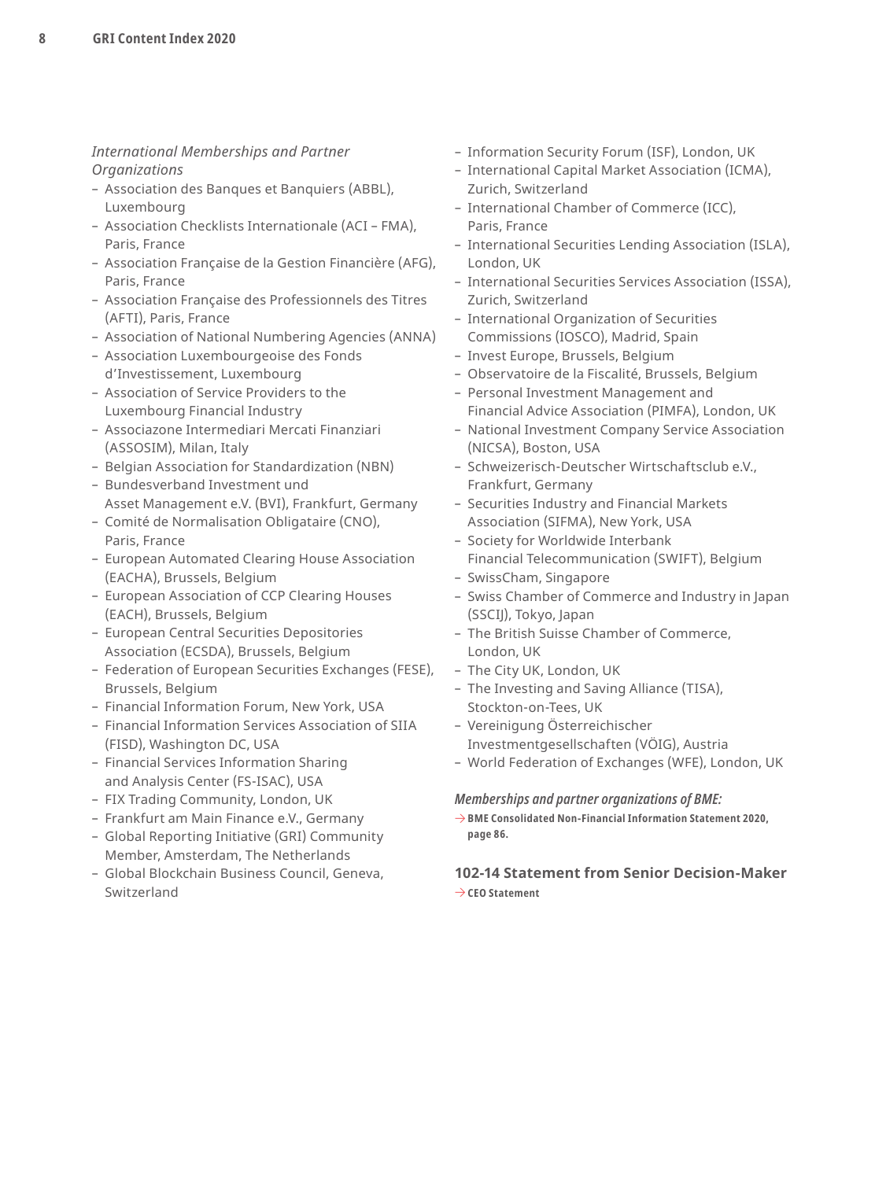*International Memberships and Partner Organizations*

- Association des Banques et Banquiers (ABBL), Luxembourg
- Association Checklists Internationale (ACI – FMA), Paris, France
- Association Française de la Gestion Financière (AFG), Paris, France
- Association Française des Professionnels des Titres (AFTI), Paris, France
- Association of National Numbering Agencies (ANNA)
- Association Luxembourgeoise des Fonds d'Investissement, Luxembourg
- Association of Service Providers to the Luxembourg Financial Industry
- Associazone Intermediari Mercati Finanziari (ASSOSIM), Milan, Italy
- Belgian Association for Standardization (NBN)
- Bundesverband Investment und Asset Management e.V. (BVI), Frankfurt, Germany
- Comité de Normalisation Obligataire (CNO), Paris, France
- European Automated Clearing House Association (EACHA), Brussels, Belgium
- European Association of CCP Clearing Houses (EACH), Brussels, Belgium
- European Central Securities Depositories Association (ECSDA), Brussels, Belgium
- Federation of European Securities Exchanges (FESE), Brussels, Belgium
- Financial Information Forum, New York, USA
- Financial Information Services Association of SIIA (FISD), Washington DC, USA
- Financial Services Information Sharing and Analysis Center (FS-ISAC), USA
- FIX Trading Community, London, UK
- Frankfurt am Main Finance e.V., Germany
- Global Reporting Initiative (GRI) Community Member, Amsterdam, The Netherlands
- Global Blockchain Business Council, Geneva, Switzerland
- Information Security Forum (ISF), London, UK
- International Capital Market Association (ICMA), Zurich, Switzerland
- International Chamber of Commerce (ICC), Paris, France
- International Securities Lending Association (ISLA), London, UK
- International Securities Services Association (ISSA), Zurich, Switzerland
- International Organization of Securities Commissions (IOSCO), Madrid, Spain
- Invest Europe, Brussels, Belgium
- Observatoire de la Fiscalité, Brussels, Belgium
- Personal Investment Management and Financial Advice Association (PIMFA), London, UK
- National Investment Company Service Association (NICSA), Boston, USA
- Schweizerisch-Deutscher Wirtschaftsclub e.V., Frankfurt, Germany
- Securities Industry and Financial Markets Association (SIFMA), New York, USA
- Society for Worldwide Interbank Financial Telecommunication (SWIFT), Belgium
- SwissCham, Singapore
- Swiss Chamber of Commerce and Industry in Japan (SSCIJ), Tokyo, Japan
- The British Suisse Chamber of Commerce, London, UK
- The City UK, London, UK
- The Investing and Saving Alliance (TISA), Stockton-on-Tees, UK
- Vereinigung Österreichischer Investmentgesellschaften (VÖIG), Austria
- World Federation of Exchanges (WFE), London, UK

***Memberships and partner organizations of BME:***

→ **BME Consolidated Non-Financial Information Statement 2020, page 86.**

### 102-14 Statement from Senior Decision-Maker

→ **CEO Statement**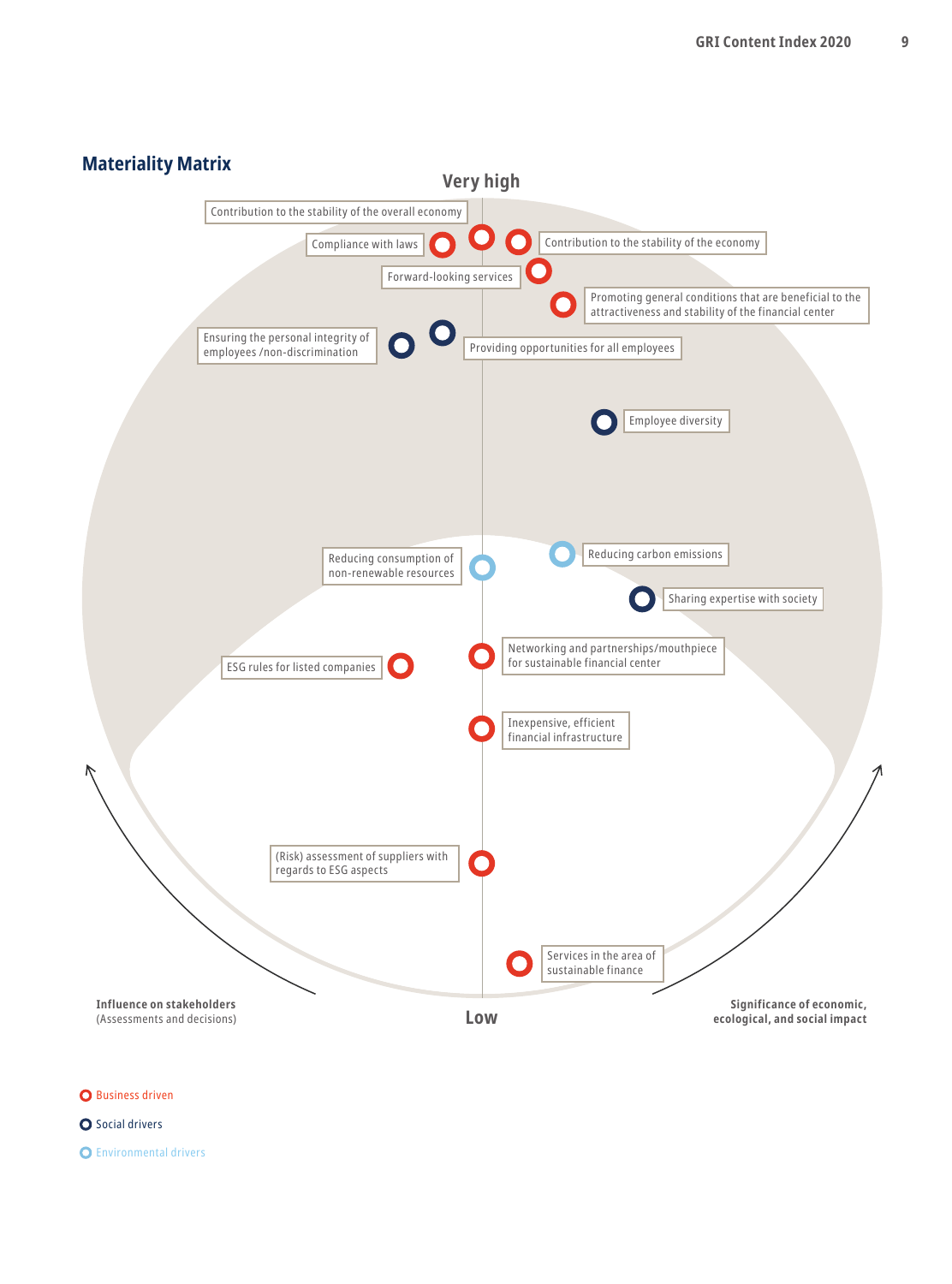## Materiality Matrix

Very high

- Contribution to the stability of the overall economy
- Compliance with laws
- Contribution to the stability of the economy
- Forward-looking services
- Promoting general conditions that are beneficial to the attractiveness and stability of the financial center
- Ensuring the personal integrity of employees /non-discrimination
- Providing opportunities for all employees
- Employee diversity
- Reducing consumption of non-renewable resources
- Reducing carbon emissions
- Sharing expertise with society
- ESG rules for listed companies
- Networking and partnerships/mouthpiece for sustainable financial center
- Inexpensive, efficient financial infrastructure
- (Risk) assessment of suppliers with regards to ESG aspects
- Services in the area of sustainable finance

Low

**Influence on stakeholders**
(Assessments and decisions)

**Significance of economic, ecological, and social impact**

- Business driven
- Social drivers
- Environmental drivers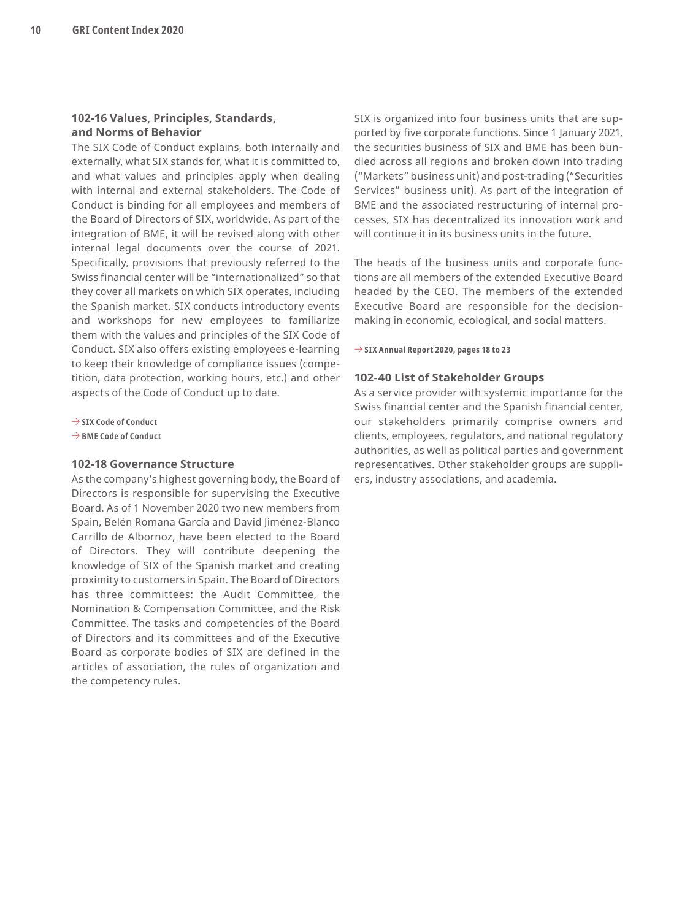### 102-16 Values, Principles, Standards, and Norms of Behavior

The SIX Code of Conduct explains, both internally and externally, what SIX stands for, what it is committed to, and what values and principles apply when dealing with internal and external stakeholders. The Code of Conduct is binding for all employees and members of the Board of Directors of SIX, worldwide. As part of the integration of BME, it will be revised along with other internal legal documents over the course of 2021. Specifically, provisions that previously referred to the Swiss financial center will be "internationalized" so that they cover all markets on which SIX operates, including the Spanish market. SIX conducts introductory events and workshops for new employees to familiarize them with the values and principles of the SIX Code of Conduct. SIX also offers existing employees e-learning to keep their knowledge of compliance issues (competition, data protection, working hours, etc.) and other aspects of the Code of Conduct up to date.

→ **SIX Code of Conduct**
→ **BME Code of Conduct**

### 102-18 Governance Structure

As the company's highest governing body, the Board of Directors is responsible for supervising the Executive Board. As of 1 November 2020 two new members from Spain, Belén Romana García and David Jiménez-Blanco Carrillo de Albornoz, have been elected to the Board of Directors. They will contribute deepening the knowledge of SIX of the Spanish market and creating proximity to customers in Spain. The Board of Directors has three committees: the Audit Committee, the Nomination & Compensation Committee, and the Risk Committee. The tasks and competencies of the Board of Directors and its committees and of the Executive Board as corporate bodies of SIX are defined in the articles of association, the rules of organization and the competency rules.

SIX is organized into four business units that are supported by five corporate functions. Since 1 January 2021, the securities business of SIX and BME has been bundled across all regions and broken down into trading ("Markets" business unit) and post-trading ("Securities Services" business unit). As part of the integration of BME and the associated restructuring of internal processes, SIX has decentralized its innovation work and will continue it in its business units in the future.

The heads of the business units and corporate functions are all members of the extended Executive Board headed by the CEO. The members of the extended Executive Board are responsible for the decision-making in economic, ecological, and social matters.

→ **SIX Annual Report 2020, pages 18 to 23**

### 102-40 List of Stakeholder Groups

As a service provider with systemic importance for the Swiss financial center and the Spanish financial center, our stakeholders primarily comprise owners and clients, employees, regulators, and national regulatory authorities, as well as political parties and government representatives. Other stakeholder groups are suppliers, industry associations, and academia.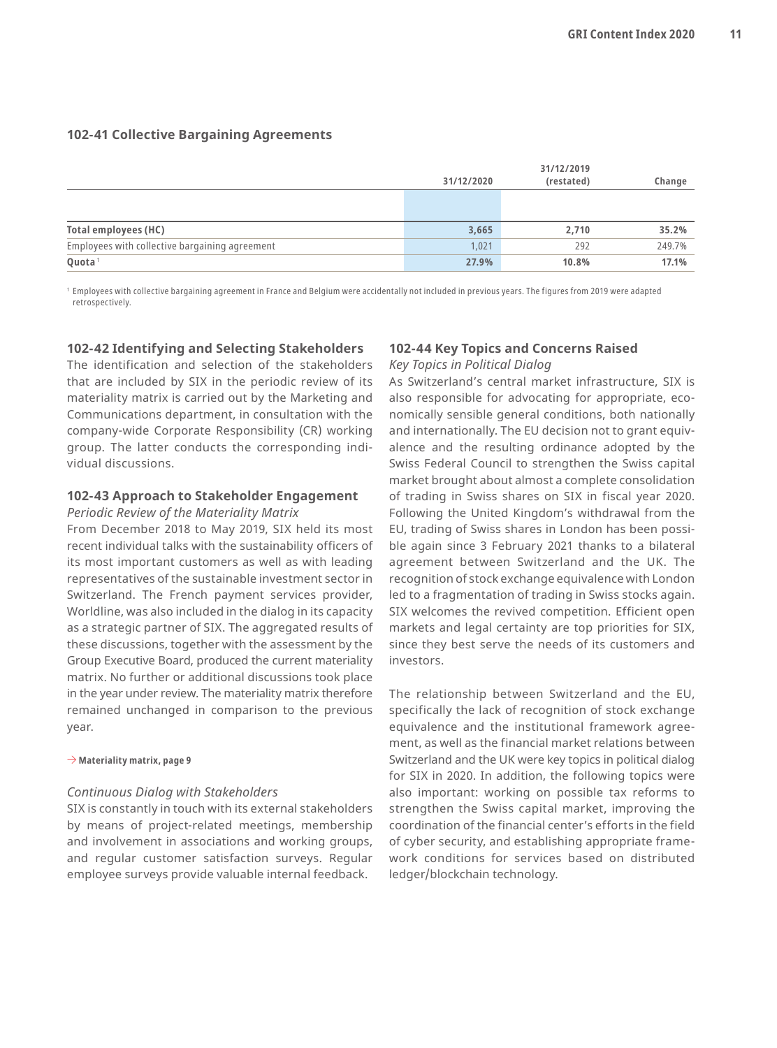### 102-41 Collective Bargaining Agreements

| | 31/12/2020 | 31/12/2019 (restated) | Change |
|---|---|---|---|
| **Total employees (HC)** | **3,665** | **2,710** | **35.2%** |
| Employees with collective bargaining agreement | 1,021 | 292 | 249.7% |
| **Quota**[1] | **27.9%** | **10.8%** | **17.1%** |

[1] Employees with collective bargaining agreement in France and Belgium were accidentally not included in previous years. The figures from 2019 were adapted retrospectively.

### 102-42 Identifying and Selecting Stakeholders

The identification and selection of the stakeholders that are included by SIX in the periodic review of its materiality matrix is carried out by the Marketing and Communications department, in consultation with the company-wide Corporate Responsibility (CR) working group. The latter conducts the corresponding individual discussions.

### 102-43 Approach to Stakeholder Engagement

*Periodic Review of the Materiality Matrix*

From December 2018 to May 2019, SIX held its most recent individual talks with the sustainability officers of its most important customers as well as with leading representatives of the sustainable investment sector in Switzerland. The French payment services provider, Worldline, was also included in the dialog in its capacity as a strategic partner of SIX. The aggregated results of these discussions, together with the assessment by the Group Executive Board, produced the current materiality matrix. No further or additional discussions took place in the year under review. The materiality matrix therefore remained unchanged in comparison to the previous year.

→ **Materiality matrix, page 9**

*Continuous Dialog with Stakeholders*

SIX is constantly in touch with its external stakeholders by means of project-related meetings, membership and involvement in associations and working groups, and regular customer satisfaction surveys. Regular employee surveys provide valuable internal feedback.

### 102-44 Key Topics and Concerns Raised

*Key Topics in Political Dialog*

As Switzerland's central market infrastructure, SIX is also responsible for advocating for appropriate, economically sensible general conditions, both nationally and internationally. The EU decision not to grant equivalence and the resulting ordinance adopted by the Swiss Federal Council to strengthen the Swiss capital market brought about almost a complete consolidation of trading in Swiss shares on SIX in fiscal year 2020. Following the United Kingdom's withdrawal from the EU, trading of Swiss shares in London has been possible again since 3 February 2021 thanks to a bilateral agreement between Switzerland and the UK. The recognition of stock exchange equivalence with London led to a fragmentation of trading in Swiss stocks again. SIX welcomes the revived competition. Efficient open markets and legal certainty are top priorities for SIX, since they best serve the needs of its customers and investors.

The relationship between Switzerland and the EU, specifically the lack of recognition of stock exchange equivalence and the institutional framework agreement, as well as the financial market relations between Switzerland and the UK were key topics in political dialog for SIX in 2020. In addition, the following topics were also important: working on possible tax reforms to strengthen the Swiss capital market, improving the coordination of the financial center's efforts in the field of cyber security, and establishing appropriate framework conditions for services based on distributed ledger/blockchain technology.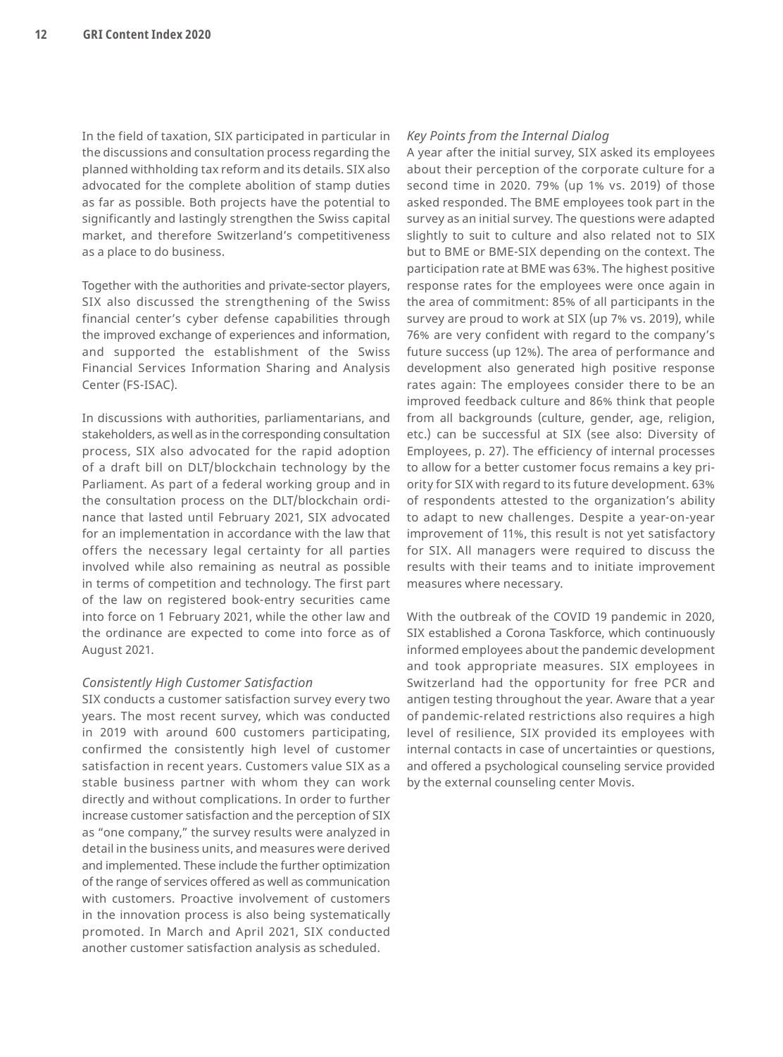In the field of taxation, SIX participated in particular in the discussions and consultation process regarding the planned withholding tax reform and its details. SIX also advocated for the complete abolition of stamp duties as far as possible. Both projects have the potential to significantly and lastingly strengthen the Swiss capital market, and therefore Switzerland's competitiveness as a place to do business.

Together with the authorities and private-sector players, SIX also discussed the strengthening of the Swiss financial center's cyber defense capabilities through the improved exchange of experiences and information, and supported the establishment of the Swiss Financial Services Information Sharing and Analysis Center (FS-ISAC).

In discussions with authorities, parliamentarians, and stakeholders, as well as in the corresponding consultation process, SIX also advocated for the rapid adoption of a draft bill on DLT/blockchain technology by the Parliament. As part of a federal working group and in the consultation process on the DLT/blockchain ordinance that lasted until February 2021, SIX advocated for an implementation in accordance with the law that offers the necessary legal certainty for all parties involved while also remaining as neutral as possible in terms of competition and technology. The first part of the law on registered book-entry securities came into force on 1 February 2021, while the other law and the ordinance are expected to come into force as of August 2021.

*Consistently High Customer Satisfaction*

SIX conducts a customer satisfaction survey every two years. The most recent survey, which was conducted in 2019 with around 600 customers participating, confirmed the consistently high level of customer satisfaction in recent years. Customers value SIX as a stable business partner with whom they can work directly and without complications. In order to further increase customer satisfaction and the perception of SIX as "one company," the survey results were analyzed in detail in the business units, and measures were derived and implemented. These include the further optimization of the range of services offered as well as communication with customers. Proactive involvement of customers in the innovation process is also being systematically promoted. In March and April 2021, SIX conducted another customer satisfaction analysis as scheduled.

*Key Points from the Internal Dialog*

A year after the initial survey, SIX asked its employees about their perception of the corporate culture for a second time in 2020. 79% (up 1% vs. 2019) of those asked responded. The BME employees took part in the survey as an initial survey. The questions were adapted slightly to suit to culture and also related not to SIX but to BME or BME-SIX depending on the context. The participation rate at BME was 63%. The highest positive response rates for the employees were once again in the area of commitment: 85% of all participants in the survey are proud to work at SIX (up 7% vs. 2019), while 76% are very confident with regard to the company's future success (up 12%). The area of performance and development also generated high positive response rates again: The employees consider there to be an improved feedback culture and 86% think that people from all backgrounds (culture, gender, age, religion, etc.) can be successful at SIX (see also: Diversity of Employees, p. 27). The efficiency of internal processes to allow for a better customer focus remains a key priority for SIX with regard to its future development. 63% of respondents attested to the organization's ability to adapt to new challenges. Despite a year-on-year improvement of 11%, this result is not yet satisfactory for SIX. All managers were required to discuss the results with their teams and to initiate improvement measures where necessary.

With the outbreak of the COVID 19 pandemic in 2020, SIX established a Corona Taskforce, which continuously informed employees about the pandemic development and took appropriate measures. SIX employees in Switzerland had the opportunity for free PCR and antigen testing throughout the year. Aware that a year of pandemic-related restrictions also requires a high level of resilience, SIX provided its employees with internal contacts in case of uncertainties or questions, and offered a psychological counseling service provided by the external counseling center Movis.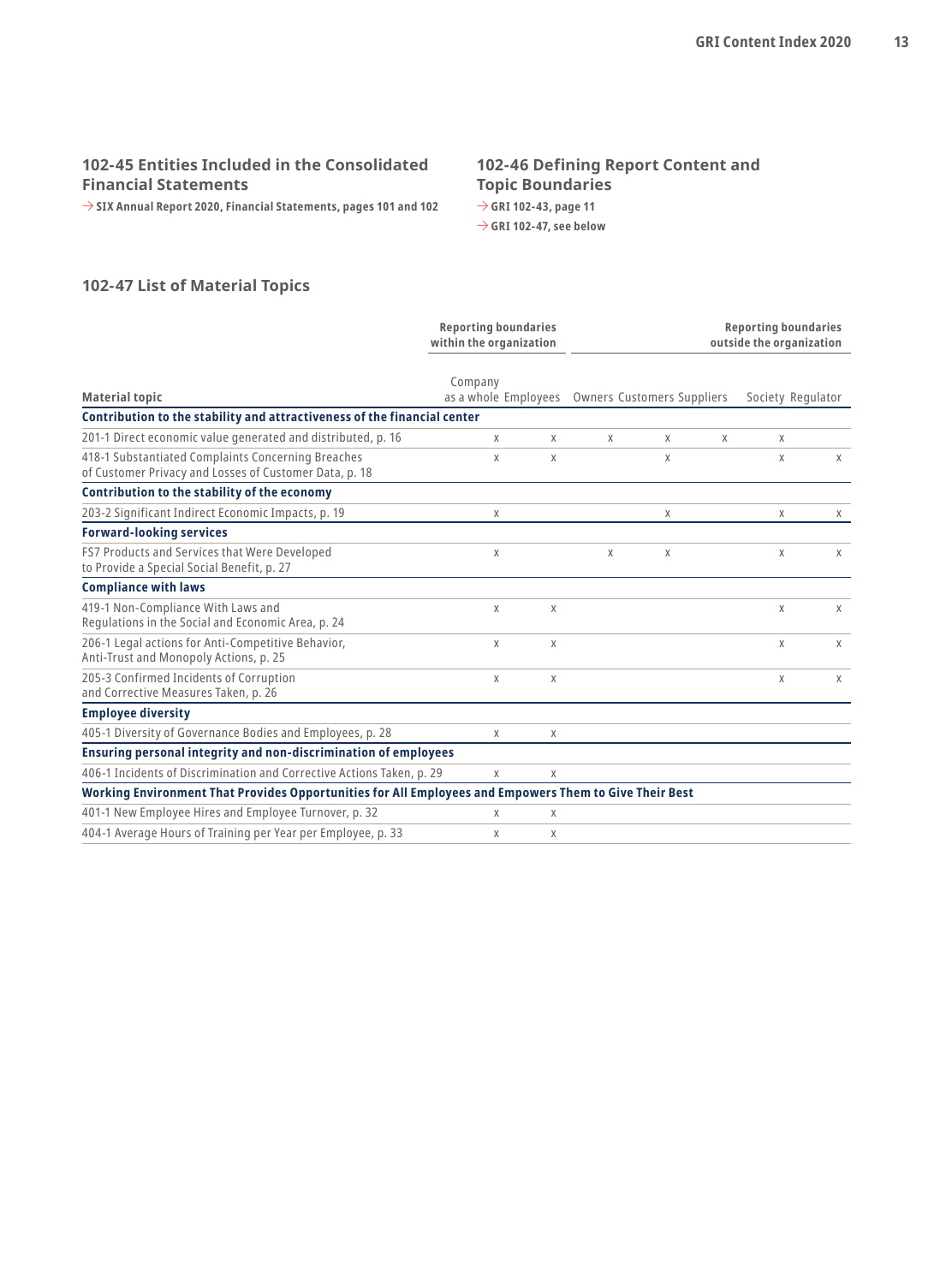### 102-45 Entities Included in the Consolidated Financial Statements

→ **SIX Annual Report 2020, Financial Statements, pages 101 and 102**

### 102-46 Defining Report Content and Topic Boundaries

→ **GRI 102-43, page 11**

→ **GRI 102-47, see below**

### 102-47 List of Material Topics

| | Reporting boundaries within the organization | | Reporting boundaries outside the organization | | | | |
|---|---|---|---|---|---|---|---|
| **Material topic** | Company as a whole | Employees | Owners | Customers | Suppliers | Society | Regulator |
| **Contribution to the stability and attractiveness of the financial center** | | | | | | | |
| 201-1 Direct economic value generated and distributed, p. 16 | x | x | x | x | x | x | |
| 418-1 Substantiated Complaints Concerning Breaches of Customer Privacy and Losses of Customer Data, p. 18 | x | x | | x | | x | x |
| **Contribution to the stability of the economy** | | | | | | | |
| 203-2 Significant Indirect Economic Impacts, p. 19 | x | | | x | | x | x |
| **Forward-looking services** | | | | | | | |
| FS7 Products and Services that Were Developed to Provide a Special Social Benefit, p. 27 | x | | x | x | | x | x |
| **Compliance with laws** | | | | | | | |
| 419-1 Non-Compliance With Laws and Regulations in the Social and Economic Area, p. 24 | x | x | | | | x | x |
| 206-1 Legal actions for Anti-Competitive Behavior, Anti-Trust and Monopoly Actions, p. 25 | x | x | | | | x | x |
| 205-3 Confirmed Incidents of Corruption and Corrective Measures Taken, p. 26 | x | x | | | | x | x |
| **Employee diversity** | | | | | | | |
| 405-1 Diversity of Governance Bodies and Employees, p. 28 | x | x | | | | | |
| **Ensuring personal integrity and non-discrimination of employees** | | | | | | | |
| 406-1 Incidents of Discrimination and Corrective Actions Taken, p. 29 | x | x | | | | | |
| **Working Environment That Provides Opportunities for All Employees and Empowers Them to Give Their Best** | | | | | | | |
| 401-1 New Employee Hires and Employee Turnover, p. 32 | x | x | | | | | |
| 404-1 Average Hours of Training per Year per Employee, p. 33 | x | x | | | | | |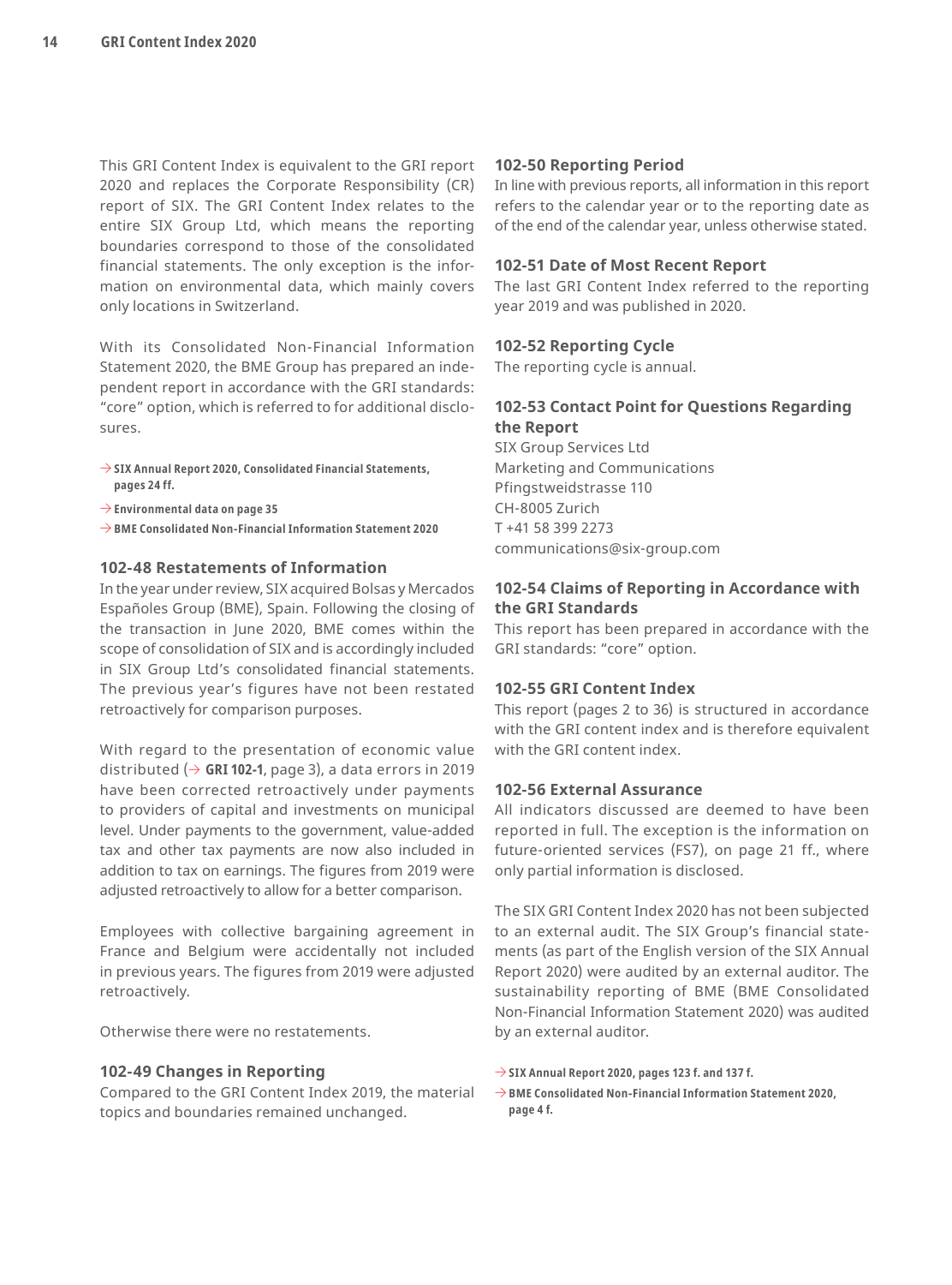This GRI Content Index is equivalent to the GRI report 2020 and replaces the Corporate Responsibility (CR) report of SIX. The GRI Content Index relates to the entire SIX Group Ltd, which means the reporting boundaries correspond to those of the consolidated financial statements. The only exception is the information on environmental data, which mainly covers only locations in Switzerland.

With its Consolidated Non-Financial Information Statement 2020, the BME Group has prepared an independent report in accordance with the GRI standards: "core" option, which is referred to for additional disclosures.

→ **SIX Annual Report 2020, Consolidated Financial Statements, pages 24 ff.**

→ **Environmental data on page 35**

→ **BME Consolidated Non-Financial Information Statement 2020**

### 102-48 Restatements of Information

In the year under review, SIX acquired Bolsas y Mercados Españoles Group (BME), Spain. Following the closing of the transaction in June 2020, BME comes within the scope of consolidation of SIX and is accordingly included in SIX Group Ltd's consolidated financial statements. The previous year's figures have not been restated retroactively for comparison purposes.

With regard to the presentation of economic value distributed (→ **GRI 102-1**, page 3), a data errors in 2019 have been corrected retroactively under payments to providers of capital and investments on municipal level. Under payments to the government, value-added tax and other tax payments are now also included in addition to tax on earnings. The figures from 2019 were adjusted retroactively to allow for a better comparison.

Employees with collective bargaining agreement in France and Belgium were accidentally not included in previous years. The figures from 2019 were adjusted retroactively.

Otherwise there were no restatements.

### 102-49 Changes in Reporting

Compared to the GRI Content Index 2019, the material topics and boundaries remained unchanged.

### 102-50 Reporting Period

In line with previous reports, all information in this report refers to the calendar year or to the reporting date as of the end of the calendar year, unless otherwise stated.

### 102-51 Date of Most Recent Report

The last GRI Content Index referred to the reporting year 2019 and was published in 2020.

### 102-52 Reporting Cycle

The reporting cycle is annual.

### 102-53 Contact Point for Questions Regarding the Report

SIX Group Services Ltd
Marketing and Communications
Pfingstweidstrasse 110
CH-8005 Zurich
T +41 58 399 2273
communications@six-group.com

### 102-54 Claims of Reporting in Accordance with the GRI Standards

This report has been prepared in accordance with the GRI standards: "core" option.

### 102-55 GRI Content Index

This report (pages 2 to 36) is structured in accordance with the GRI content index and is therefore equivalent with the GRI content index.

### 102-56 External Assurance

All indicators discussed are deemed to have been reported in full. The exception is the information on future-oriented services (FS7), on page 21 ff., where only partial information is disclosed.

The SIX GRI Content Index 2020 has not been subjected to an external audit. The SIX Group's financial statements (as part of the English version of the SIX Annual Report 2020) were audited by an external auditor. The sustainability reporting of BME (BME Consolidated Non-Financial Information Statement 2020) was audited by an external auditor.

→ **SIX Annual Report 2020, pages 123 f. and 137 f.**

→ **BME Consolidated Non-Financial Information Statement 2020, page 4 f.**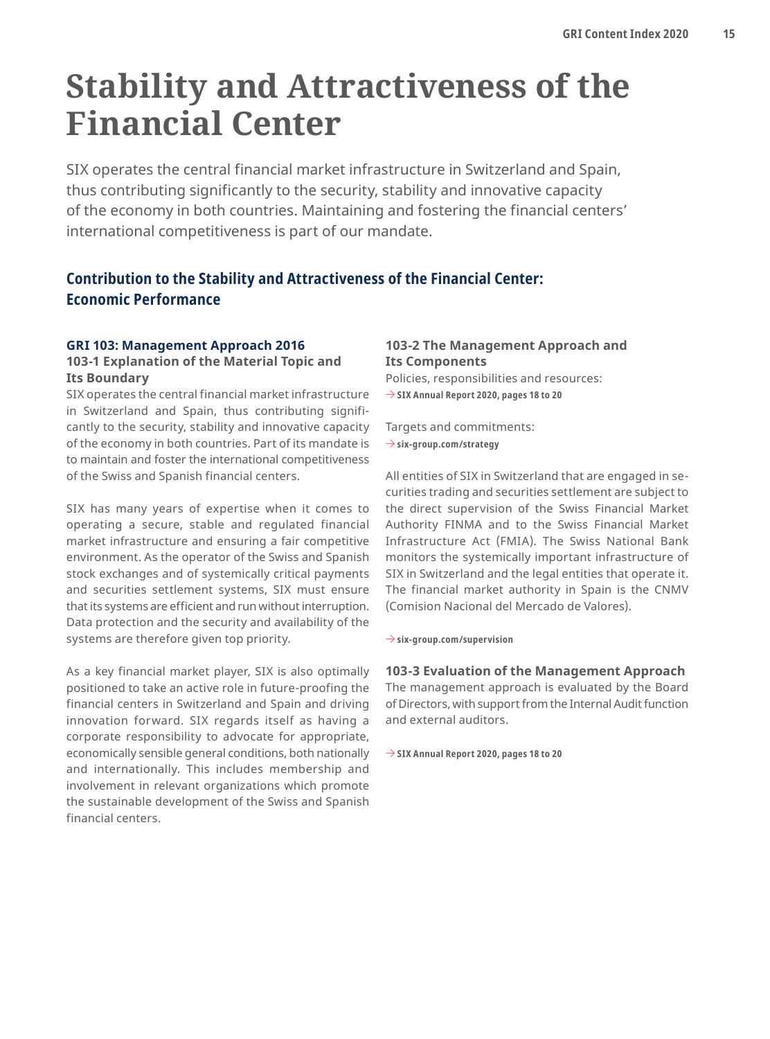# Stability and Attractiveness of the Financial Center

SIX operates the central financial market infrastructure in Switzerland and Spain, thus contributing significantly to the security, stability and innovative capacity of the economy in both countries. Maintaining and fostering the financial centers' international competitiveness is part of our mandate.

## Contribution to the Stability and Attractiveness of the Financial Center: Economic Performance

### GRI 103: Management Approach 2016

#### 103-1 Explanation of the Material Topic and Its Boundary

SIX operates the central financial market infrastructure in Switzerland and Spain, thus contributing significantly to the security, stability and innovative capacity of the economy in both countries. Part of its mandate is to maintain and foster the international competitiveness of the Swiss and Spanish financial centers.

SIX has many years of expertise when it comes to operating a secure, stable and regulated financial market infrastructure and ensuring a fair competitive environment. As the operator of the Swiss and Spanish stock exchanges and of systemically critical payments and securities settlement systems, SIX must ensure that its systems are efficient and run without interruption. Data protection and the security and availability of the systems are therefore given top priority.

As a key financial market player, SIX is also optimally positioned to take an active role in future-proofing the financial centers in Switzerland and Spain and driving innovation forward. SIX regards itself as having a corporate responsibility to advocate for appropriate, economically sensible general conditions, both nationally and internationally. This includes membership and involvement in relevant organizations which promote the sustainable development of the Swiss and Spanish financial centers.

#### 103-2 The Management Approach and Its Components

Policies, responsibilities and resources:
→ **SIX Annual Report 2020, pages 18 to 20**

Targets and commitments:
→ **six-group.com/strategy**

All entities of SIX in Switzerland that are engaged in securities trading and securities settlement are subject to the direct supervision of the Swiss Financial Market Authority FINMA and to the Swiss Financial Market Infrastructure Act (FMIA). The Swiss National Bank monitors the systemically important infrastructure of SIX in Switzerland and the legal entities that operate it. The financial market authority in Spain is the CNMV (Comision Nacional del Mercado de Valores).

→ **six-group.com/supervision**

#### 103-3 Evaluation of the Management Approach

The management approach is evaluated by the Board of Directors, with support from the Internal Audit function and external auditors.

→ **SIX Annual Report 2020, pages 18 to 20**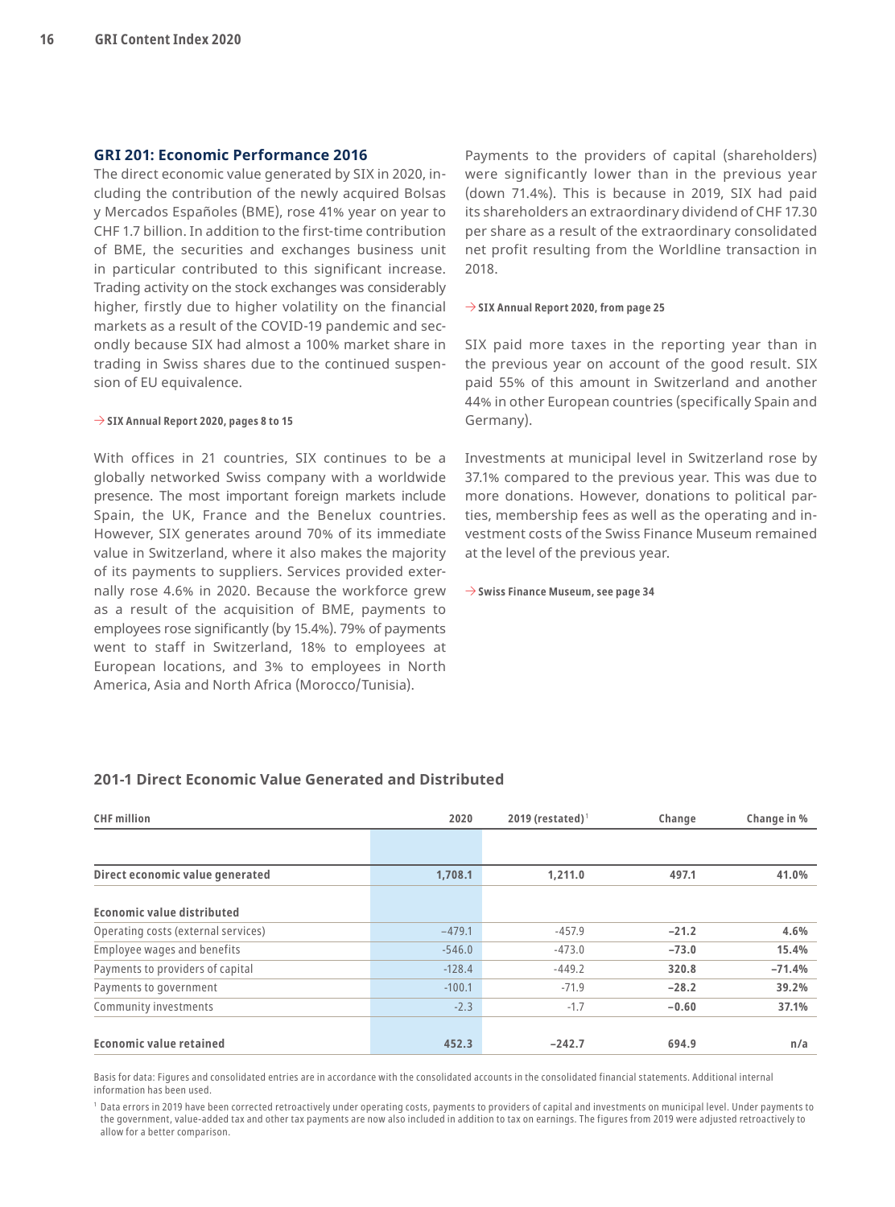## GRI 201: Economic Performance 2016

The direct economic value generated by SIX in 2020, including the contribution of the newly acquired Bolsas y Mercados Españoles (BME), rose 41% year on year to CHF 1.7 billion. In addition to the first-time contribution of BME, the securities and exchanges business unit in particular contributed to this significant increase. Trading activity on the stock exchanges was considerably higher, firstly due to higher volatility on the financial markets as a result of the COVID-19 pandemic and secondly because SIX had almost a 100% market share in trading in Swiss shares due to the continued suspension of EU equivalence.

→ **SIX Annual Report 2020, pages 8 to 15**

With offices in 21 countries, SIX continues to be a globally networked Swiss company with a worldwide presence. The most important foreign markets include Spain, the UK, France and the Benelux countries. However, SIX generates around 70% of its immediate value in Switzerland, where it also makes the majority of its payments to suppliers. Services provided externally rose 4.6% in 2020. Because the workforce grew as a result of the acquisition of BME, payments to employees rose significantly (by 15.4%). 79% of payments went to staff in Switzerland, 18% to employees at European locations, and 3% to employees in North America, Asia and North Africa (Morocco/Tunisia).

Payments to the providers of capital (shareholders) were significantly lower than in the previous year (down 71.4%). This is because in 2019, SIX had paid its shareholders an extraordinary dividend of CHF 17.30 per share as a result of the extraordinary consolidated net profit resulting from the Worldline transaction in 2018.

→ **SIX Annual Report 2020, from page 25**

SIX paid more taxes in the reporting year than in the previous year on account of the good result. SIX paid 55% of this amount in Switzerland and another 44% in other European countries (specifically Spain and Germany).

Investments at municipal level in Switzerland rose by 37.1% compared to the previous year. This was due to more donations. However, donations to political parties, membership fees as well as the operating and investment costs of the Swiss Finance Museum remained at the level of the previous year.

→ **Swiss Finance Museum, see page 34**

### 201-1 Direct Economic Value Generated and Distributed

| CHF million | 2020 | 2019 (restated)[1] | Change | Change in % |
|---|---|---|---|---|
| **Direct economic value generated** | **1,708.1** | **1,211.0** | **497.1** | **41.0%** |
| **Economic value distributed** | | | | |
| Operating costs (external services) | –479.1 | -457.9 | **–21.2** | **4.6%** |
| Employee wages and benefits | -546.0 | -473.0 | **–73.0** | **15.4%** |
| Payments to providers of capital | -128.4 | -449.2 | **320.8** | **–71.4%** |
| Payments to government | -100.1 | -71.9 | **–28.2** | **39.2%** |
| Community investments | -2.3 | -1.7 | **–0.60** | **37.1%** |
| **Economic value retained** | **452.3** | **–242.7** | **694.9** | **n/a** |

Basis for data: Figures and consolidated entries are in accordance with the consolidated accounts in the consolidated financial statements. Additional internal information has been used.

[1] Data errors in 2019 have been corrected retroactively under operating costs, payments to providers of capital and investments on municipal level. Under payments to the government, value-added tax and other tax payments are now also included in addition to tax on earnings. The figures from 2019 were adjusted retroactively to allow for a better comparison.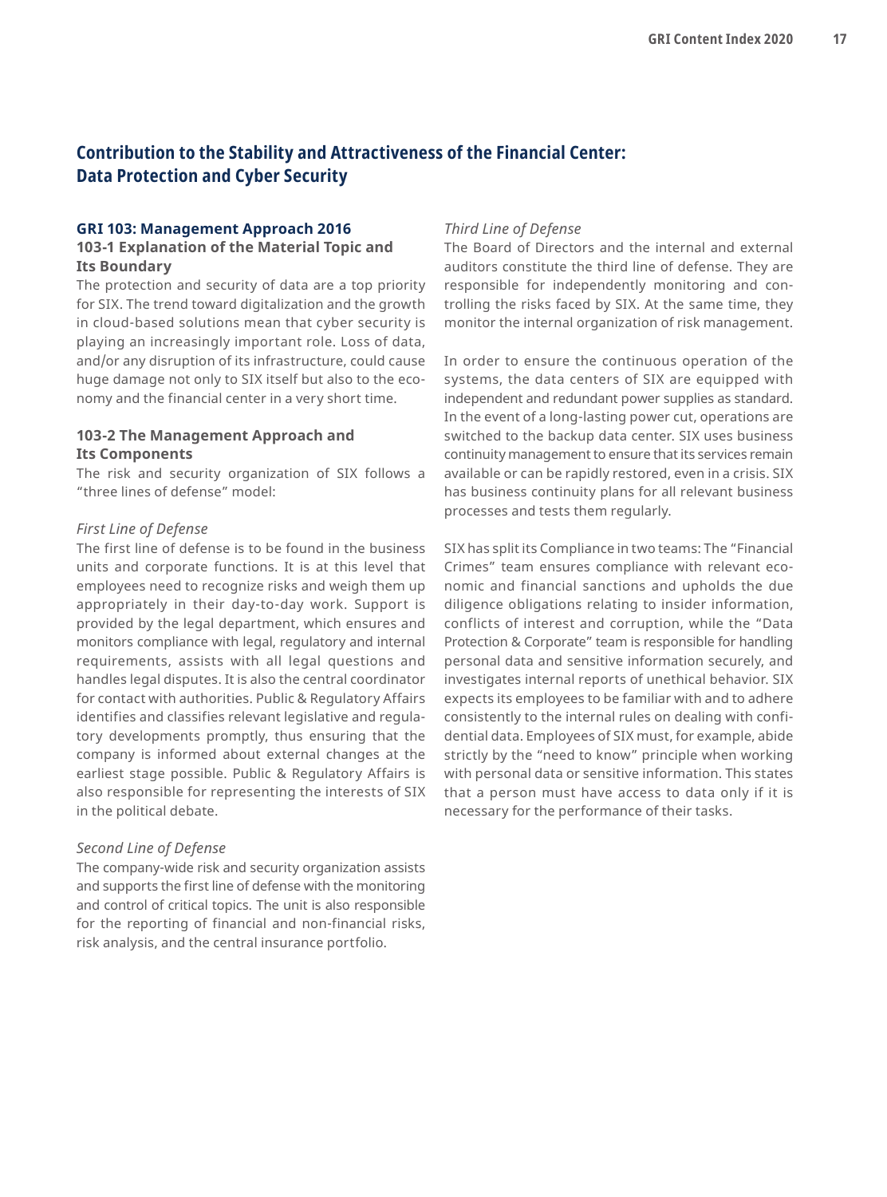## Contribution to the Stability and Attractiveness of the Financial Center: Data Protection and Cyber Security

### GRI 103: Management Approach 2016

#### 103-1 Explanation of the Material Topic and Its Boundary

The protection and security of data are a top priority for SIX. The trend toward digitalization and the growth in cloud-based solutions mean that cyber security is playing an increasingly important role. Loss of data, and/or any disruption of its infrastructure, could cause huge damage not only to SIX itself but also to the economy and the financial center in a very short time.

#### 103-2 The Management Approach and Its Components

The risk and security organization of SIX follows a "three lines of defense" model:

*First Line of Defense*

The first line of defense is to be found in the business units and corporate functions. It is at this level that employees need to recognize risks and weigh them up appropriately in their day-to-day work. Support is provided by the legal department, which ensures and monitors compliance with legal, regulatory and internal requirements, assists with all legal questions and handles legal disputes. It is also the central coordinator for contact with authorities. Public & Regulatory Affairs identifies and classifies relevant legislative and regulatory developments promptly, thus ensuring that the company is informed about external changes at the earliest stage possible. Public & Regulatory Affairs is also responsible for representing the interests of SIX in the political debate.

*Second Line of Defense*

The company-wide risk and security organization assists and supports the first line of defense with the monitoring and control of critical topics. The unit is also responsible for the reporting of financial and non-financial risks, risk analysis, and the central insurance portfolio.

*Third Line of Defense*

The Board of Directors and the internal and external auditors constitute the third line of defense. They are responsible for independently monitoring and controlling the risks faced by SIX. At the same time, they monitor the internal organization of risk management.

In order to ensure the continuous operation of the systems, the data centers of SIX are equipped with independent and redundant power supplies as standard. In the event of a long-lasting power cut, operations are switched to the backup data center. SIX uses business continuity management to ensure that its services remain available or can be rapidly restored, even in a crisis. SIX has business continuity plans for all relevant business processes and tests them regularly.

SIX has split its Compliance in two teams: The "Financial Crimes" team ensures compliance with relevant economic and financial sanctions and upholds the due diligence obligations relating to insider information, conflicts of interest and corruption, while the "Data Protection & Corporate" team is responsible for handling personal data and sensitive information securely, and investigates internal reports of unethical behavior. SIX expects its employees to be familiar with and to adhere consistently to the internal rules on dealing with confidential data. Employees of SIX must, for example, abide strictly by the "need to know" principle when working with personal data or sensitive information. This states that a person must have access to data only if it is necessary for the performance of their tasks.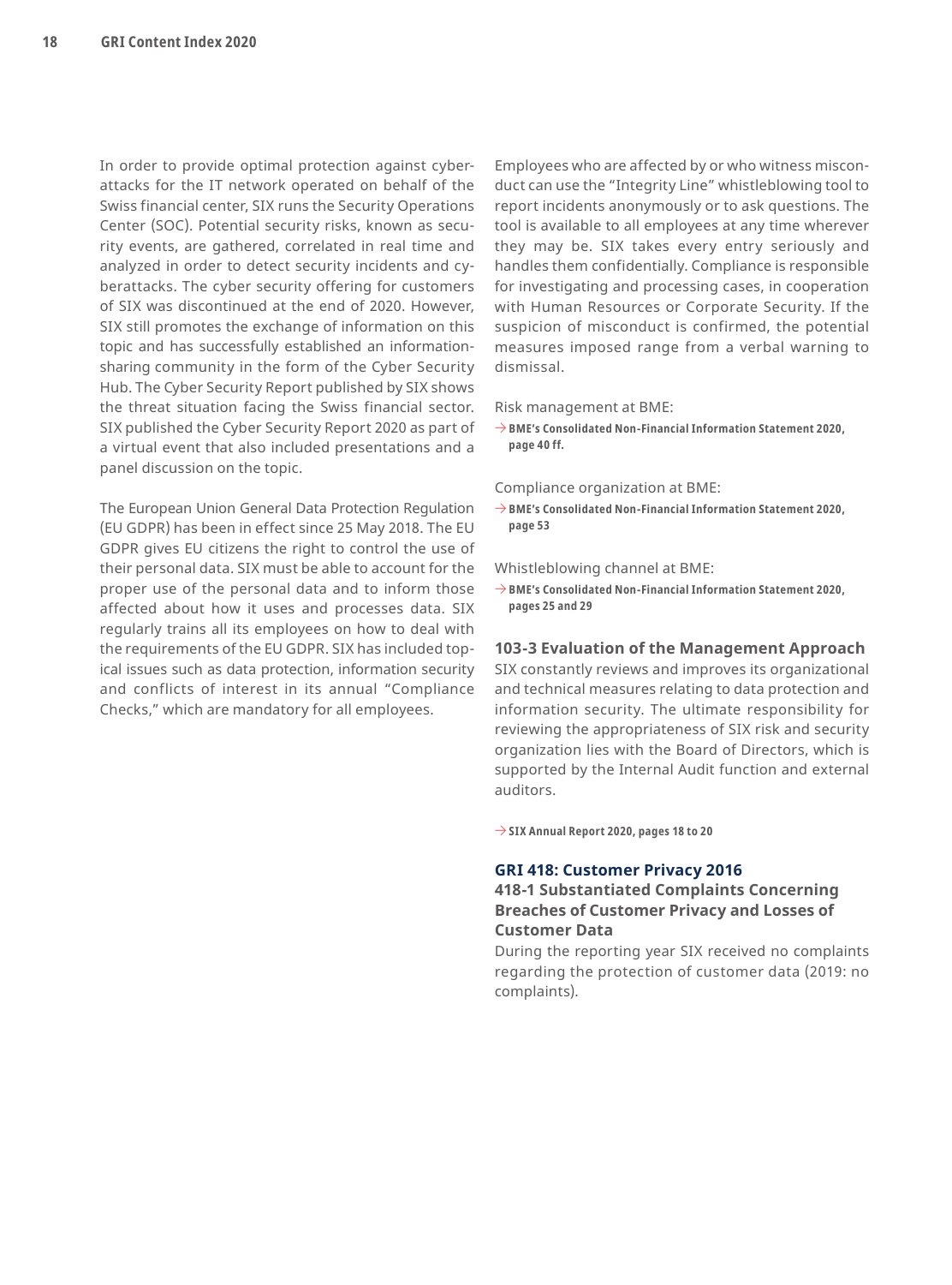In order to provide optimal protection against cyberattacks for the IT network operated on behalf of the Swiss financial center, SIX runs the Security Operations Center (SOC). Potential security risks, known as security events, are gathered, correlated in real time and analyzed in order to detect security incidents and cyberattacks. The cyber security offering for customers of SIX was discontinued at the end of 2020. However, SIX still promotes the exchange of information on this topic and has successfully established an information-sharing community in the form of the Cyber Security Hub. The Cyber Security Report published by SIX shows the threat situation facing the Swiss financial sector. SIX published the Cyber Security Report 2020 as part of a virtual event that also included presentations and a panel discussion on the topic.

The European Union General Data Protection Regulation (EU GDPR) has been in effect since 25 May 2018. The EU GDPR gives EU citizens the right to control the use of their personal data. SIX must be able to account for the proper use of the personal data and to inform those affected about how it uses and processes data. SIX regularly trains all its employees on how to deal with the requirements of the EU GDPR. SIX has included topical issues such as data protection, information security and conflicts of interest in its annual "Compliance Checks," which are mandatory for all employees.

Employees who are affected by or who witness misconduct can use the "Integrity Line" whistleblowing tool to report incidents anonymously or to ask questions. The tool is available to all employees at any time wherever they may be. SIX takes every entry seriously and handles them confidentially. Compliance is responsible for investigating and processing cases, in cooperation with Human Resources or Corporate Security. If the suspicion of misconduct is confirmed, the potential measures imposed range from a verbal warning to dismissal.

Risk management at BME:

→ **BME's Consolidated Non-Financial Information Statement 2020, page 40 ff.**

Compliance organization at BME:

→ **BME's Consolidated Non-Financial Information Statement 2020, page 53**

Whistleblowing channel at BME:

→ **BME's Consolidated Non-Financial Information Statement 2020, pages 25 and 29**

### 103-3 Evaluation of the Management Approach

SIX constantly reviews and improves its organizational and technical measures relating to data protection and information security. The ultimate responsibility for reviewing the appropriateness of SIX risk and security organization lies with the Board of Directors, which is supported by the Internal Audit function and external auditors.

→ **SIX Annual Report 2020, pages 18 to 20**

## GRI 418: Customer Privacy 2016

### 418-1 Substantiated Complaints Concerning Breaches of Customer Privacy and Losses of Customer Data

During the reporting year SIX received no complaints regarding the protection of customer data (2019: no complaints).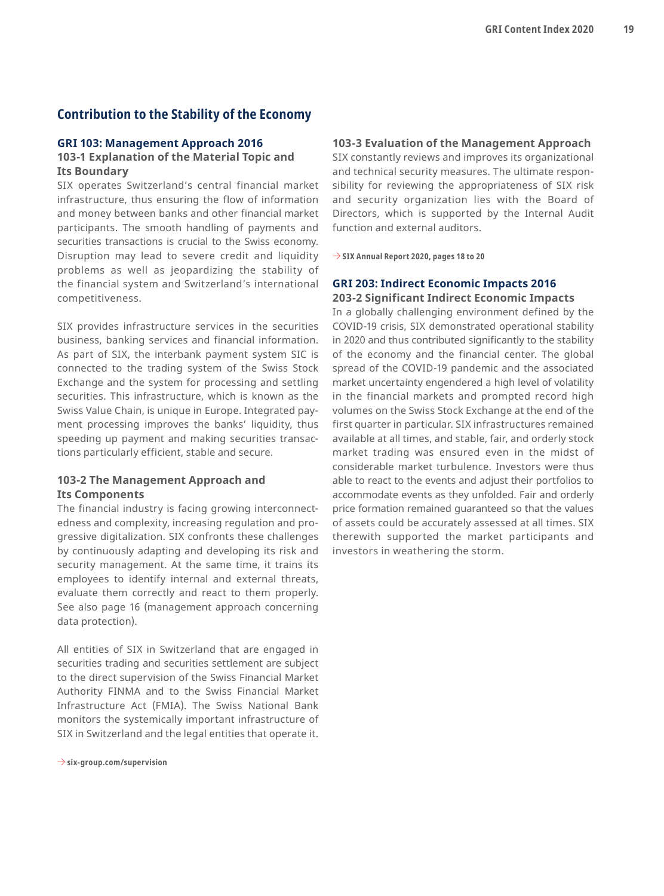## Contribution to the Stability of the Economy

### GRI 103: Management Approach 2016

#### 103-1 Explanation of the Material Topic and Its Boundary

SIX operates Switzerland's central financial market infrastructure, thus ensuring the flow of information and money between banks and other financial market participants. The smooth handling of payments and securities transactions is crucial to the Swiss economy. Disruption may lead to severe credit and liquidity problems as well as jeopardizing the stability of the financial system and Switzerland's international competitiveness.

SIX provides infrastructure services in the securities business, banking services and financial information. As part of SIX, the interbank payment system SIC is connected to the trading system of the Swiss Stock Exchange and the system for processing and settling securities. This infrastructure, which is known as the Swiss Value Chain, is unique in Europe. Integrated payment processing improves the banks' liquidity, thus speeding up payment and making securities transactions particularly efficient, stable and secure.

#### 103-2 The Management Approach and Its Components

The financial industry is facing growing interconnectedness and complexity, increasing regulation and progressive digitalization. SIX confronts these challenges by continuously adapting and developing its risk and security management. At the same time, it trains its employees to identify internal and external threats, evaluate them correctly and react to them properly. See also page 16 (management approach concerning data protection).

All entities of SIX in Switzerland that are engaged in securities trading and securities settlement are subject to the direct supervision of the Swiss Financial Market Authority FINMA and to the Swiss Financial Market Infrastructure Act (FMIA). The Swiss National Bank monitors the systemically important infrastructure of SIX in Switzerland and the legal entities that operate it.

→ **six-group.com/supervision**

#### 103-3 Evaluation of the Management Approach

SIX constantly reviews and improves its organizational and technical security measures. The ultimate responsibility for reviewing the appropriateness of SIX risk and security organization lies with the Board of Directors, which is supported by the Internal Audit function and external auditors.

→ **SIX Annual Report 2020, pages 18 to 20**

### GRI 203: Indirect Economic Impacts 2016

#### 203-2 Significant Indirect Economic Impacts

In a globally challenging environment defined by the COVID-19 crisis, SIX demonstrated operational stability in 2020 and thus contributed significantly to the stability of the economy and the financial center. The global spread of the COVID-19 pandemic and the associated market uncertainty engendered a high level of volatility in the financial markets and prompted record high volumes on the Swiss Stock Exchange at the end of the first quarter in particular. SIX infrastructures remained available at all times, and stable, fair, and orderly stock market trading was ensured even in the midst of considerable market turbulence. Investors were thus able to react to the events and adjust their portfolios to accommodate events as they unfolded. Fair and orderly price formation remained guaranteed so that the values of assets could be accurately assessed at all times. SIX therewith supported the market participants and investors in weathering the storm.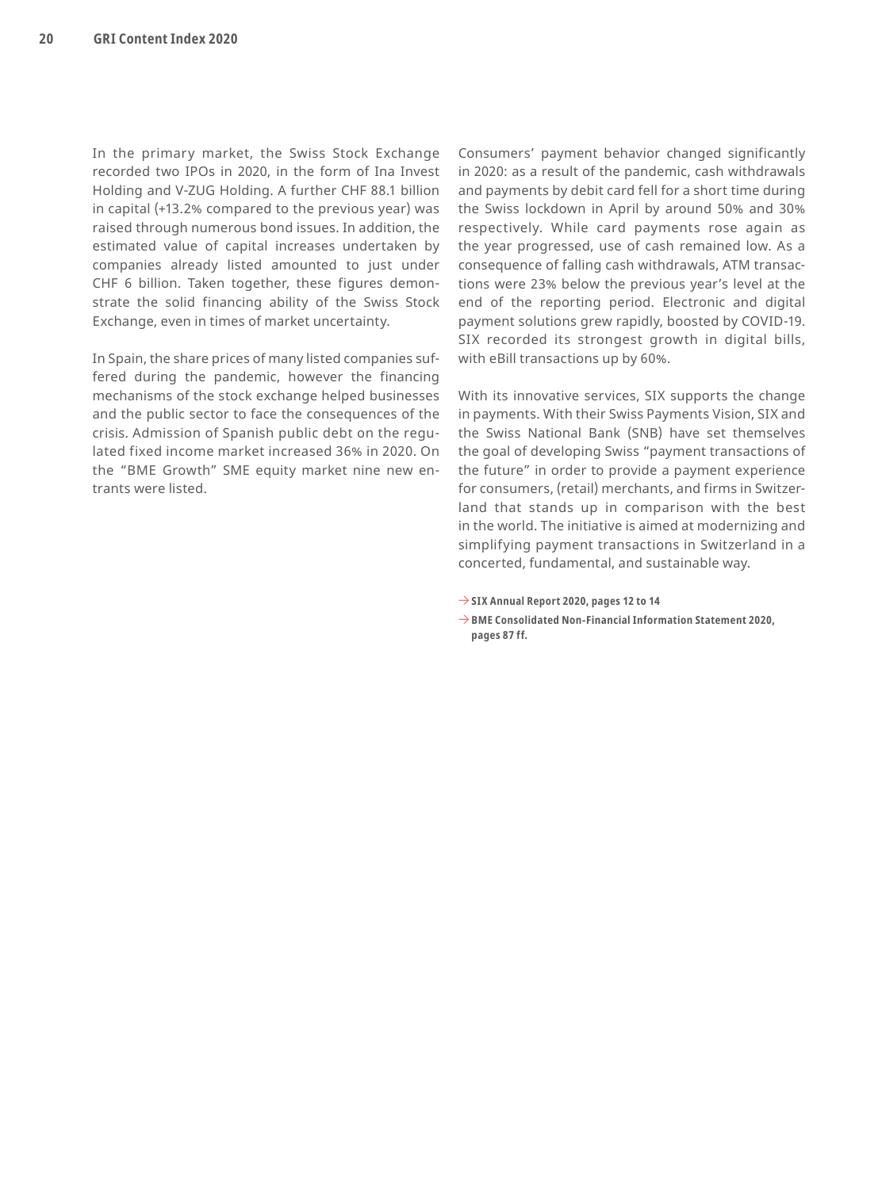In the primary market, the Swiss Stock Exchange recorded two IPOs in 2020, in the form of Ina Invest Holding and V-ZUG Holding. A further CHF 88.1 billion in capital (+13.2% compared to the previous year) was raised through numerous bond issues. In addition, the estimated value of capital increases undertaken by companies already listed amounted to just under CHF 6 billion. Taken together, these figures demonstrate the solid financing ability of the Swiss Stock Exchange, even in times of market uncertainty.

In Spain, the share prices of many listed companies suffered during the pandemic, however the financing mechanisms of the stock exchange helped businesses and the public sector to face the consequences of the crisis. Admission of Spanish public debt on the regulated fixed income market increased 36% in 2020. On the "BME Growth" SME equity market nine new entrants were listed.

Consumers' payment behavior changed significantly in 2020: as a result of the pandemic, cash withdrawals and payments by debit card fell for a short time during the Swiss lockdown in April by around 50% and 30% respectively. While card payments rose again as the year progressed, use of cash remained low. As a consequence of falling cash withdrawals, ATM transactions were 23% below the previous year's level at the end of the reporting period. Electronic and digital payment solutions grew rapidly, boosted by COVID-19. SIX recorded its strongest growth in digital bills, with eBill transactions up by 60%.

With its innovative services, SIX supports the change in payments. With their Swiss Payments Vision, SIX and the Swiss National Bank (SNB) have set themselves the goal of developing Swiss "payment transactions of the future" in order to provide a payment experience for consumers, (retail) merchants, and firms in Switzerland that stands up in comparison with the best in the world. The initiative is aimed at modernizing and simplifying payment transactions in Switzerland in a concerted, fundamental, and sustainable way.

→ **SIX Annual Report 2020, pages 12 to 14**

→ **BME Consolidated Non-Financial Information Statement 2020, pages 87 ff.**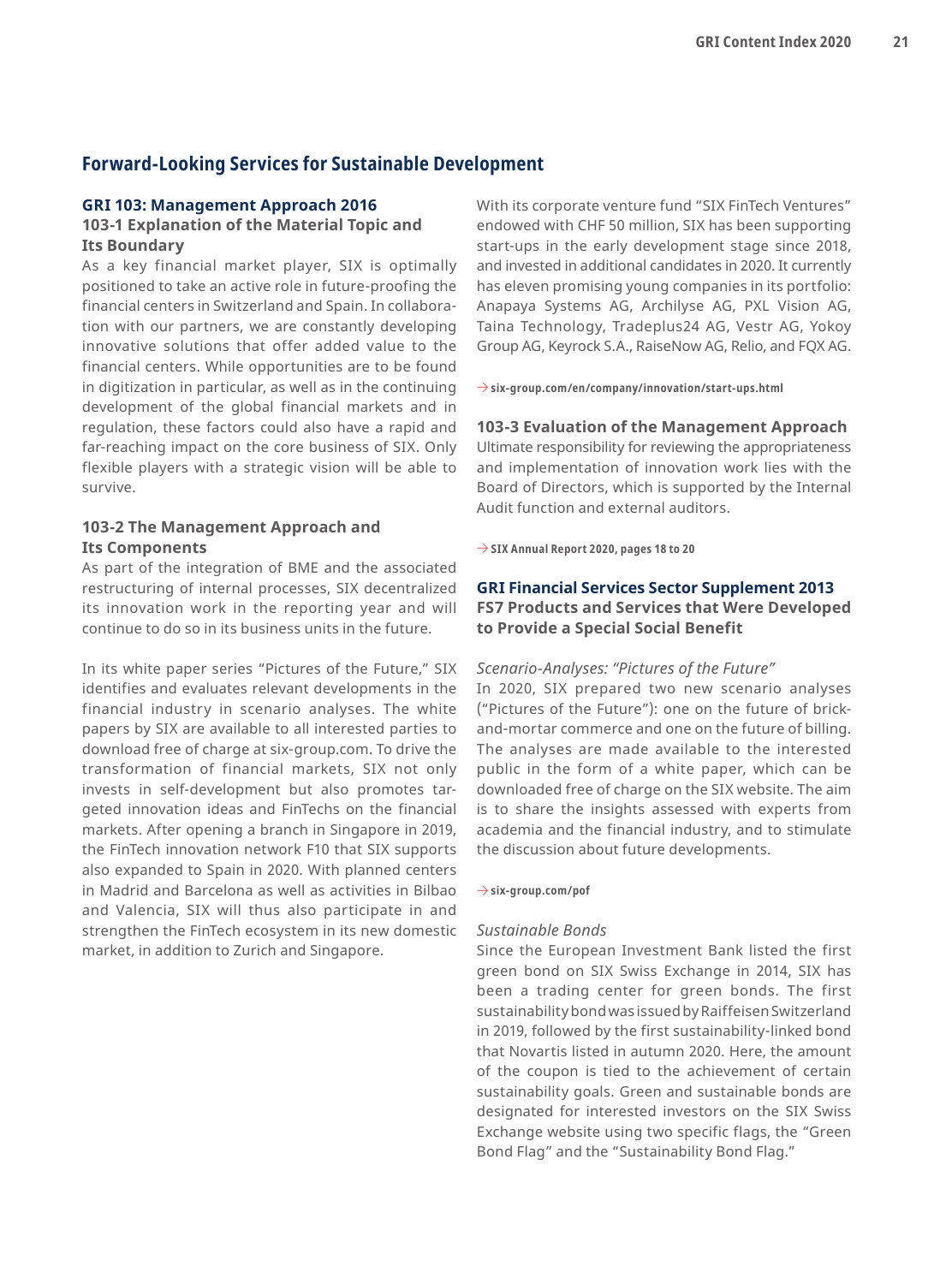## Forward-Looking Services for Sustainable Development

### GRI 103: Management Approach 2016

#### 103-1 Explanation of the Material Topic and Its Boundary

As a key financial market player, SIX is optimally positioned to take an active role in future-proofing the financial centers in Switzerland and Spain. In collaboration with our partners, we are constantly developing innovative solutions that offer added value to the financial centers. While opportunities are to be found in digitization in particular, as well as in the continuing development of the global financial markets and in regulation, these factors could also have a rapid and far-reaching impact on the core business of SIX. Only flexible players with a strategic vision will be able to survive.

#### 103-2 The Management Approach and Its Components

As part of the integration of BME and the associated restructuring of internal processes, SIX decentralized its innovation work in the reporting year and will continue to do so in its business units in the future.

In its white paper series "Pictures of the Future," SIX identifies and evaluates relevant developments in the financial industry in scenario analyses. The white papers by SIX are available to all interested parties to download free of charge at six-group.com. To drive the transformation of financial markets, SIX not only invests in self-development but also promotes targeted innovation ideas and FinTechs on the financial markets. After opening a branch in Singapore in 2019, the FinTech innovation network F10 that SIX supports also expanded to Spain in 2020. With planned centers in Madrid and Barcelona as well as activities in Bilbao and Valencia, SIX will thus also participate in and strengthen the FinTech ecosystem in its new domestic market, in addition to Zurich and Singapore.

With its corporate venture fund "SIX FinTech Ventures" endowed with CHF 50 million, SIX has been supporting start-ups in the early development stage since 2018, and invested in additional candidates in 2020. It currently has eleven promising young companies in its portfolio: Anapaya Systems AG, Archilyse AG, PXL Vision AG, Taina Technology, Tradeplus24 AG, Vestr AG, Yokoy Group AG, Keyrock S.A., RaiseNow AG, Relio, and FQX AG.

→ six-group.com/en/company/innovation/start-ups.html

#### 103-3 Evaluation of the Management Approach

Ultimate responsibility for reviewing the appropriateness and implementation of innovation work lies with the Board of Directors, which is supported by the Internal Audit function and external auditors.

→ SIX Annual Report 2020, pages 18 to 20

### GRI Financial Services Sector Supplement 2013

#### FS7 Products and Services that Were Developed to Provide a Special Social Benefit

*Scenario-Analyses: "Pictures of the Future"*

In 2020, SIX prepared two new scenario analyses ("Pictures of the Future"): one on the future of brick-and-mortar commerce and one on the future of billing. The analyses are made available to the interested public in the form of a white paper, which can be downloaded free of charge on the SIX website. The aim is to share the insights assessed with experts from academia and the financial industry, and to stimulate the discussion about future developments.

→ six-group.com/pof

*Sustainable Bonds*

Since the European Investment Bank listed the first green bond on SIX Swiss Exchange in 2014, SIX has been a trading center for green bonds. The first sustainability bond was issued by Raiffeisen Switzerland in 2019, followed by the first sustainability-linked bond that Novartis listed in autumn 2020. Here, the amount of the coupon is tied to the achievement of certain sustainability goals. Green and sustainable bonds are designated for interested investors on the SIX Swiss Exchange website using two specific flags, the "Green Bond Flag" and the "Sustainability Bond Flag."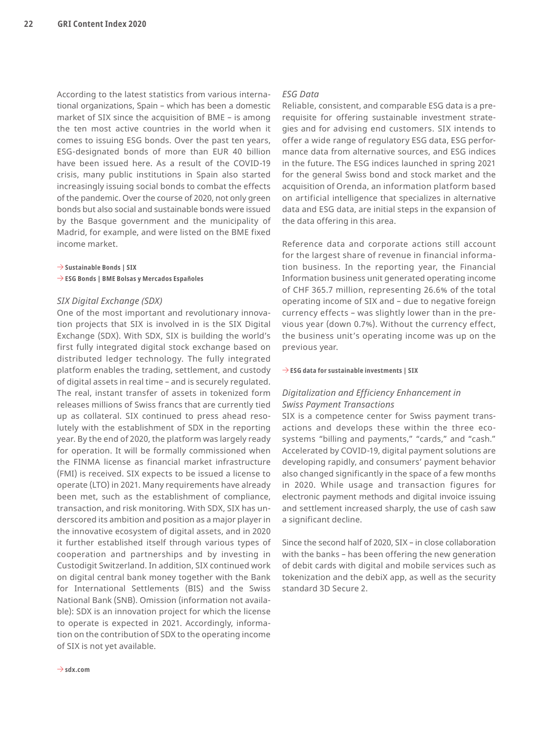According to the latest statistics from various international organizations, Spain – which has been a domestic market of SIX since the acquisition of BME – is among the ten most active countries in the world when it comes to issuing ESG bonds. Over the past ten years, ESG-designated bonds of more than EUR 40 billion have been issued here. As a result of the COVID-19 crisis, many public institutions in Spain also started increasingly issuing social bonds to combat the effects of the pandemic. Over the course of 2020, not only green bonds but also social and sustainable bonds were issued by the Basque government and the municipality of Madrid, for example, and were listed on the BME fixed income market.

→ **Sustainable Bonds | SIX**
→ **ESG Bonds | BME Bolsas y Mercados Españoles**

*SIX Digital Exchange (SDX)*

One of the most important and revolutionary innovation projects that SIX is involved in is the SIX Digital Exchange (SDX). With SDX, SIX is building the world's first fully integrated digital stock exchange based on distributed ledger technology. The fully integrated platform enables the trading, settlement, and custody of digital assets in real time – and is securely regulated. The real, instant transfer of assets in tokenized form releases millions of Swiss francs that are currently tied up as collateral. SIX continued to press ahead resolutely with the establishment of SDX in the reporting year. By the end of 2020, the platform was largely ready for operation. It will be formally commissioned when the FINMA license as financial market infrastructure (FMI) is received. SIX expects to be issued a license to operate (LTO) in 2021. Many requirements have already been met, such as the establishment of compliance, transaction, and risk monitoring. With SDX, SIX has underscored its ambition and position as a major player in the innovative ecosystem of digital assets, and in 2020 it further established itself through various types of cooperation and partnerships and by investing in Custodigit Switzerland. In addition, SIX continued work on digital central bank money together with the Bank for International Settlements (BIS) and the Swiss National Bank (SNB). Omission (information not available): SDX is an innovation project for which the license to operate is expected in 2021. Accordingly, information on the contribution of SDX to the operating income of SIX is not yet available.

→ **sdx.com**

*ESG Data*

Reliable, consistent, and comparable ESG data is a prerequisite for offering sustainable investment strategies and for advising end customers. SIX intends to offer a wide range of regulatory ESG data, ESG performance data from alternative sources, and ESG indices in the future. The ESG indices launched in spring 2021 for the general Swiss bond and stock market and the acquisition of Orenda, an information platform based on artificial intelligence that specializes in alternative data and ESG data, are initial steps in the expansion of the data offering in this area.

Reference data and corporate actions still account for the largest share of revenue in financial information business. In the reporting year, the Financial Information business unit generated operating income of CHF 365.7 million, representing 26.6% of the total operating income of SIX and – due to negative foreign currency effects – was slightly lower than in the previous year (down 0.7%). Without the currency effect, the business unit's operating income was up on the previous year.

→ **ESG data for sustainable investments | SIX**

*Digitalization and Efficiency Enhancement in Swiss Payment Transactions*

SIX is a competence center for Swiss payment transactions and develops these within the three ecosystems "billing and payments," "cards," and "cash." Accelerated by COVID-19, digital payment solutions are developing rapidly, and consumers' payment behavior also changed significantly in the space of a few months in 2020. While usage and transaction figures for electronic payment methods and digital invoice issuing and settlement increased sharply, the use of cash saw a significant decline.

Since the second half of 2020, SIX – in close collaboration with the banks – has been offering the new generation of debit cards with digital and mobile services such as tokenization and the debiX app, as well as the security standard 3D Secure 2.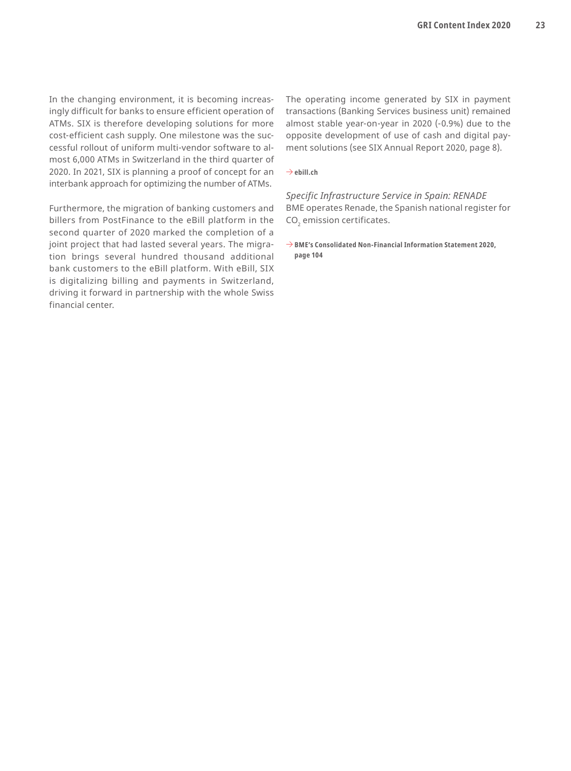In the changing environment, it is becoming increasingly difficult for banks to ensure efficient operation of ATMs. SIX is therefore developing solutions for more cost-efficient cash supply. One milestone was the successful rollout of uniform multi-vendor software to almost 6,000 ATMs in Switzerland in the third quarter of 2020. In 2021, SIX is planning a proof of concept for an interbank approach for optimizing the number of ATMs.

Furthermore, the migration of banking customers and billers from PostFinance to the eBill platform in the second quarter of 2020 marked the completion of a joint project that had lasted several years. The migration brings several hundred thousand additional bank customers to the eBill platform. With eBill, SIX is digitalizing billing and payments in Switzerland, driving it forward in partnership with the whole Swiss financial center.

The operating income generated by SIX in payment transactions (Banking Services business unit) remained almost stable year-on-year in 2020 (-0.9%) due to the opposite development of use of cash and digital payment solutions (see SIX Annual Report 2020, page 8).

→ **ebill.ch**

*Specific Infrastructure Service in Spain: RENADE*

BME operates Renade, the Spanish national register for $CO_2$ emission certificates.

→ **BME's Consolidated Non-Financial Information Statement 2020, page 104**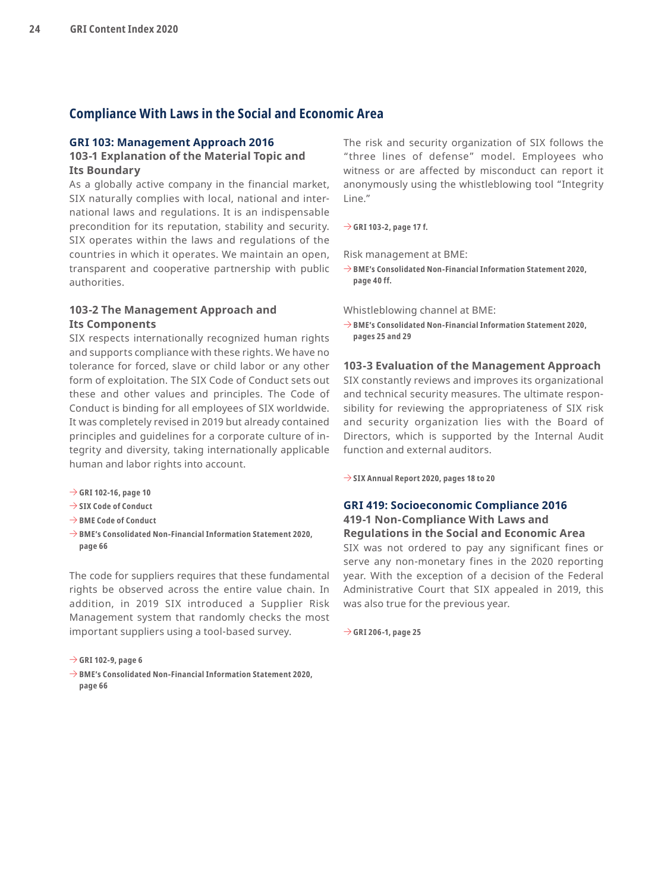## Compliance With Laws in the Social and Economic Area

### GRI 103: Management Approach 2016

#### 103-1 Explanation of the Material Topic and Its Boundary

As a globally active company in the financial market, SIX naturally complies with local, national and international laws and regulations. It is an indispensable precondition for its reputation, stability and security. SIX operates within the laws and regulations of the countries in which it operates. We maintain an open, transparent and cooperative partnership with public authorities.

#### 103-2 The Management Approach and Its Components

SIX respects internationally recognized human rights and supports compliance with these rights. We have no tolerance for forced, slave or child labor or any other form of exploitation. The SIX Code of Conduct sets out these and other values and principles. The Code of Conduct is binding for all employees of SIX worldwide. It was completely revised in 2019 but already contained principles and guidelines for a corporate culture of integrity and diversity, taking internationally applicable human and labor rights into account.

→ **GRI 102-16, page 10**
→ **SIX Code of Conduct**
→ **BME Code of Conduct**
→ **BME's Consolidated Non-Financial Information Statement 2020, page 66**

The code for suppliers requires that these fundamental rights be observed across the entire value chain. In addition, in 2019 SIX introduced a Supplier Risk Management system that randomly checks the most important suppliers using a tool-based survey.

→ **GRI 102-9, page 6**
→ **BME's Consolidated Non-Financial Information Statement 2020, page 66**

The risk and security organization of SIX follows the "three lines of defense" model. Employees who witness or are affected by misconduct can report it anonymously using the whistleblowing tool "Integrity Line."

→ **GRI 103-2, page 17 f.**

Risk management at BME:

→ **BME's Consolidated Non-Financial Information Statement 2020, page 40 ff.**

Whistleblowing channel at BME:

→ **BME's Consolidated Non-Financial Information Statement 2020, pages 25 and 29**

#### 103-3 Evaluation of the Management Approach

SIX constantly reviews and improves its organizational and technical security measures. The ultimate responsibility for reviewing the appropriateness of SIX risk and security organization lies with the Board of Directors, which is supported by the Internal Audit function and external auditors.

→ **SIX Annual Report 2020, pages 18 to 20**

### GRI 419: Socioeconomic Compliance 2016

#### 419-1 Non-Compliance With Laws and Regulations in the Social and Economic Area

SIX was not ordered to pay any significant fines or serve any non-monetary fines in the 2020 reporting year. With the exception of a decision of the Federal Administrative Court that SIX appealed in 2019, this was also true for the previous year.

→ **GRI 206-1, page 25**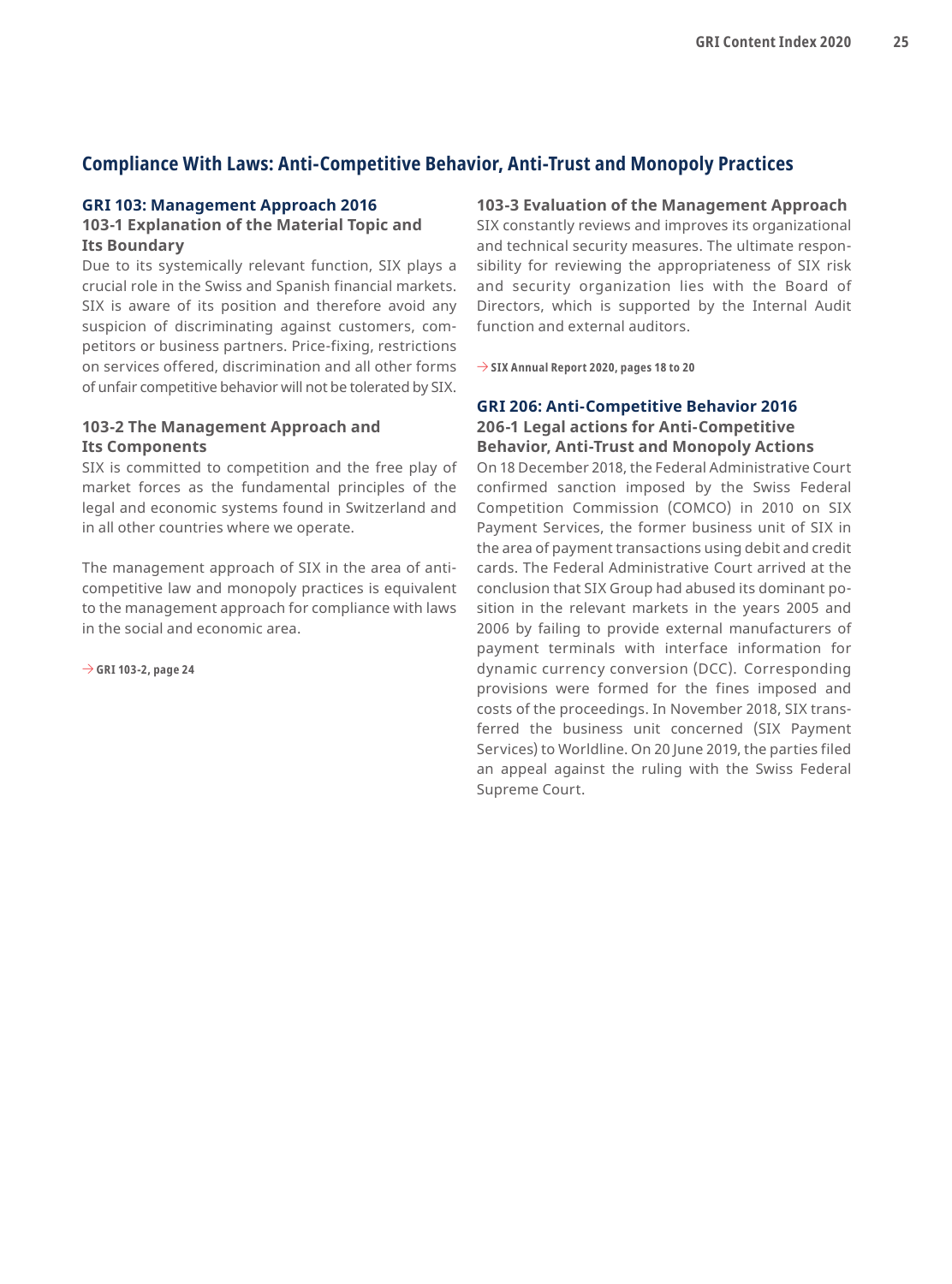## Compliance With Laws: Anti-Competitive Behavior, Anti-Trust and Monopoly Practices

### GRI 103: Management Approach 2016

#### 103-1 Explanation of the Material Topic and Its Boundary

Due to its systemically relevant function, SIX plays a crucial role in the Swiss and Spanish financial markets. SIX is aware of its position and therefore avoid any suspicion of discriminating against customers, competitors or business partners. Price-fixing, restrictions on services offered, discrimination and all other forms of unfair competitive behavior will not be tolerated by SIX.

#### 103-2 The Management Approach and Its Components

SIX is committed to competition and the free play of market forces as the fundamental principles of the legal and economic systems found in Switzerland and in all other countries where we operate.

The management approach of SIX in the area of anti-competitive law and monopoly practices is equivalent to the management approach for compliance with laws in the social and economic area.

→ **GRI 103-2, page 24**

#### 103-3 Evaluation of the Management Approach

SIX constantly reviews and improves its organizational and technical security measures. The ultimate responsibility for reviewing the appropriateness of SIX risk and security organization lies with the Board of Directors, which is supported by the Internal Audit function and external auditors.

→ **SIX Annual Report 2020, pages 18 to 20**

### GRI 206: Anti-Competitive Behavior 2016

#### 206-1 Legal actions for Anti-Competitive Behavior, Anti-Trust and Monopoly Actions

On 18 December 2018, the Federal Administrative Court confirmed sanction imposed by the Swiss Federal Competition Commission (COMCO) in 2010 on SIX Payment Services, the former business unit of SIX in the area of payment transactions using debit and credit cards. The Federal Administrative Court arrived at the conclusion that SIX Group had abused its dominant position in the relevant markets in the years 2005 and 2006 by failing to provide external manufacturers of payment terminals with interface information for dynamic currency conversion (DCC). Corresponding provisions were formed for the fines imposed and costs of the proceedings. In November 2018, SIX transferred the business unit concerned (SIX Payment Services) to Worldline. On 20 June 2019, the parties filed an appeal against the ruling with the Swiss Federal Supreme Court.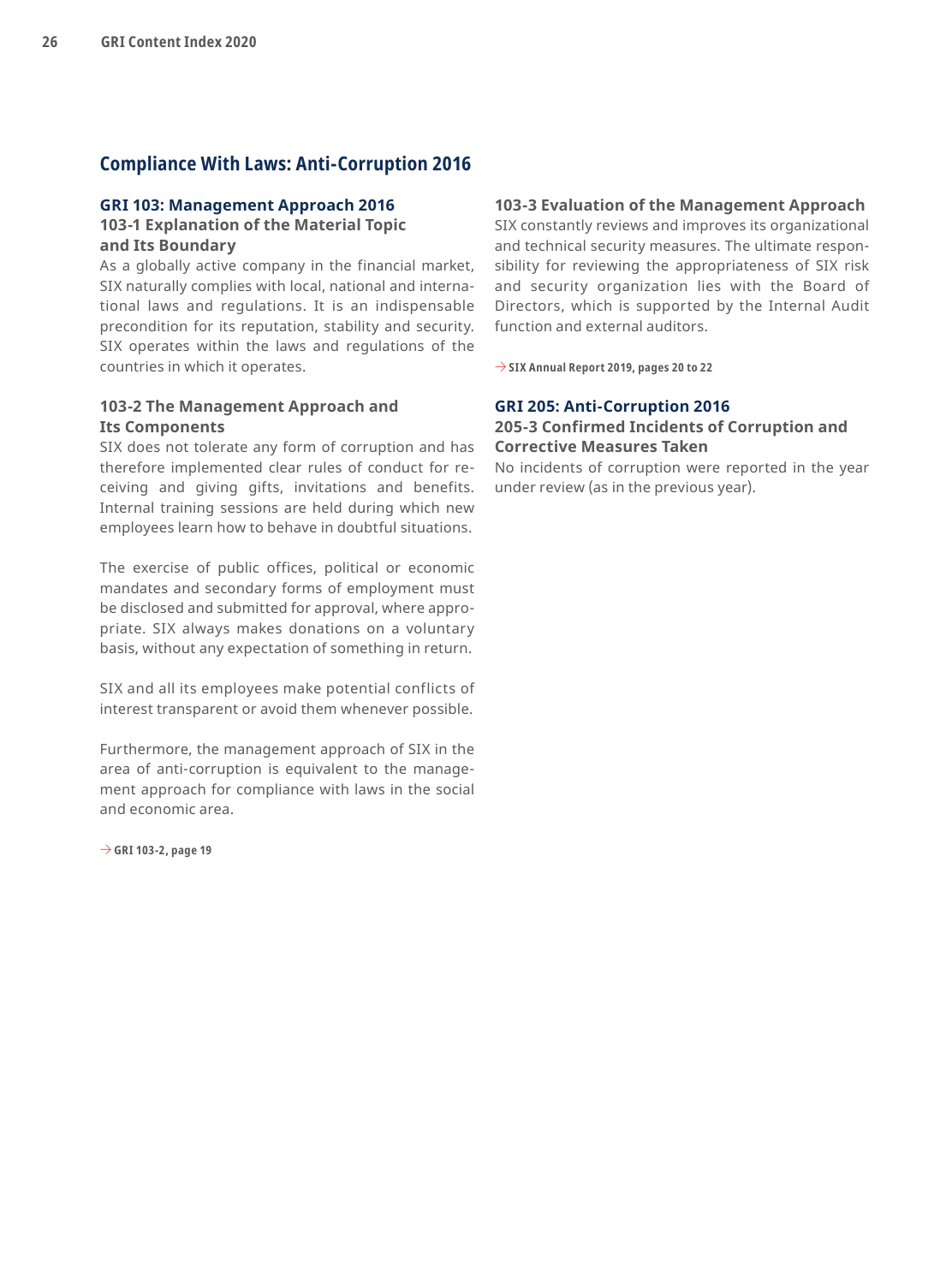## Compliance With Laws: Anti-Corruption 2016

### GRI 103: Management Approach 2016

#### 103-1 Explanation of the Material Topic and Its Boundary

As a globally active company in the financial market, SIX naturally complies with local, national and international laws and regulations. It is an indispensable precondition for its reputation, stability and security. SIX operates within the laws and regulations of the countries in which it operates.

#### 103-2 The Management Approach and Its Components

SIX does not tolerate any form of corruption and has therefore implemented clear rules of conduct for receiving and giving gifts, invitations and benefits. Internal training sessions are held during which new employees learn how to behave in doubtful situations.

The exercise of public offices, political or economic mandates and secondary forms of employment must be disclosed and submitted for approval, where appropriate. SIX always makes donations on a voluntary basis, without any expectation of something in return.

SIX and all its employees make potential conflicts of interest transparent or avoid them whenever possible.

Furthermore, the management approach of SIX in the area of anti-corruption is equivalent to the management approach for compliance with laws in the social and economic area.

→ **GRI 103-2, page 19**

#### 103-3 Evaluation of the Management Approach

SIX constantly reviews and improves its organizational and technical security measures. The ultimate responsibility for reviewing the appropriateness of SIX risk and security organization lies with the Board of Directors, which is supported by the Internal Audit function and external auditors.

→ **SIX Annual Report 2019, pages 20 to 22**

### GRI 205: Anti-Corruption 2016

#### 205-3 Confirmed Incidents of Corruption and Corrective Measures Taken

No incidents of corruption were reported in the year under review (as in the previous year).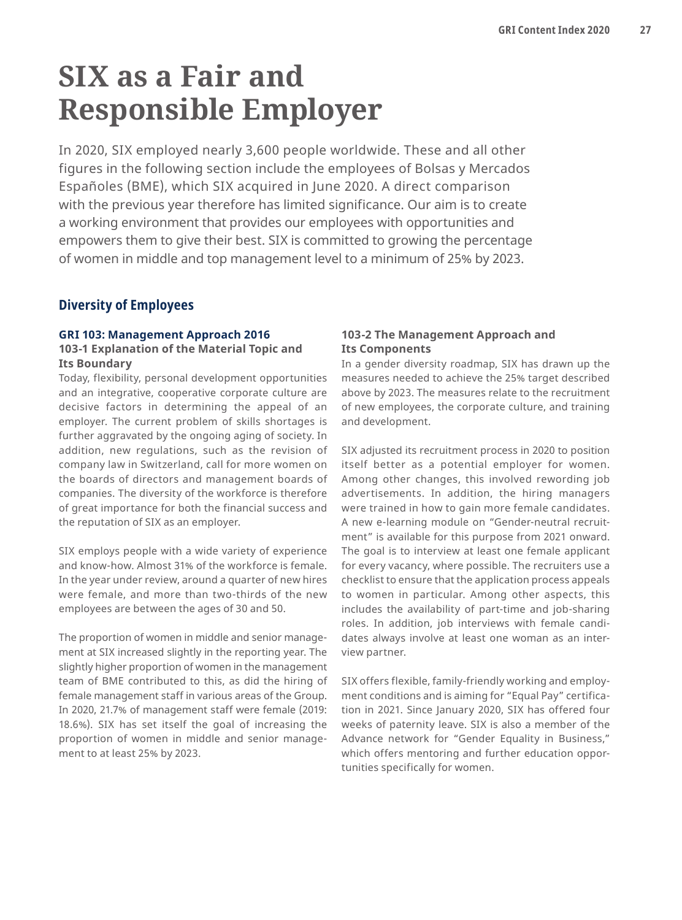# SIX as a Fair and Responsible Employer

In 2020, SIX employed nearly 3,600 people worldwide. These and all other figures in the following section include the employees of Bolsas y Mercados Españoles (BME), which SIX acquired in June 2020. A direct comparison with the previous year therefore has limited significance. Our aim is to create a working environment that provides our employees with opportunities and empowers them to give their best. SIX is committed to growing the percentage of women in middle and top management level to a minimum of 25% by 2023.

## Diversity of Employees

### GRI 103: Management Approach 2016

#### 103-1 Explanation of the Material Topic and Its Boundary

Today, flexibility, personal development opportunities and an integrative, cooperative corporate culture are decisive factors in determining the appeal of an employer. The current problem of skills shortages is further aggravated by the ongoing aging of society. In addition, new regulations, such as the revision of company law in Switzerland, call for more women on the boards of directors and management boards of companies. The diversity of the workforce is therefore of great importance for both the financial success and the reputation of SIX as an employer.

SIX employs people with a wide variety of experience and know-how. Almost 31% of the workforce is female. In the year under review, around a quarter of new hires were female, and more than two-thirds of the new employees are between the ages of 30 and 50.

The proportion of women in middle and senior management at SIX increased slightly in the reporting year. The slightly higher proportion of women in the management team of BME contributed to this, as did the hiring of female management staff in various areas of the Group. In 2020, 21.7% of management staff were female (2019: 18.6%). SIX has set itself the goal of increasing the proportion of women in middle and senior management to at least 25% by 2023.

#### 103-2 The Management Approach and Its Components

In a gender diversity roadmap, SIX has drawn up the measures needed to achieve the 25% target described above by 2023. The measures relate to the recruitment of new employees, the corporate culture, and training and development.

SIX adjusted its recruitment process in 2020 to position itself better as a potential employer for women. Among other changes, this involved rewording job advertisements. In addition, the hiring managers were trained in how to gain more female candidates. A new e-learning module on "Gender-neutral recruitment" is available for this purpose from 2021 onward. The goal is to interview at least one female applicant for every vacancy, where possible. The recruiters use a checklist to ensure that the application process appeals to women in particular. Among other aspects, this includes the availability of part-time and job-sharing roles. In addition, job interviews with female candidates always involve at least one woman as an interview partner.

SIX offers flexible, family-friendly working and employment conditions and is aiming for "Equal Pay" certification in 2021. Since January 2020, SIX has offered four weeks of paternity leave. SIX is also a member of the Advance network for "Gender Equality in Business," which offers mentoring and further education opportunities specifically for women.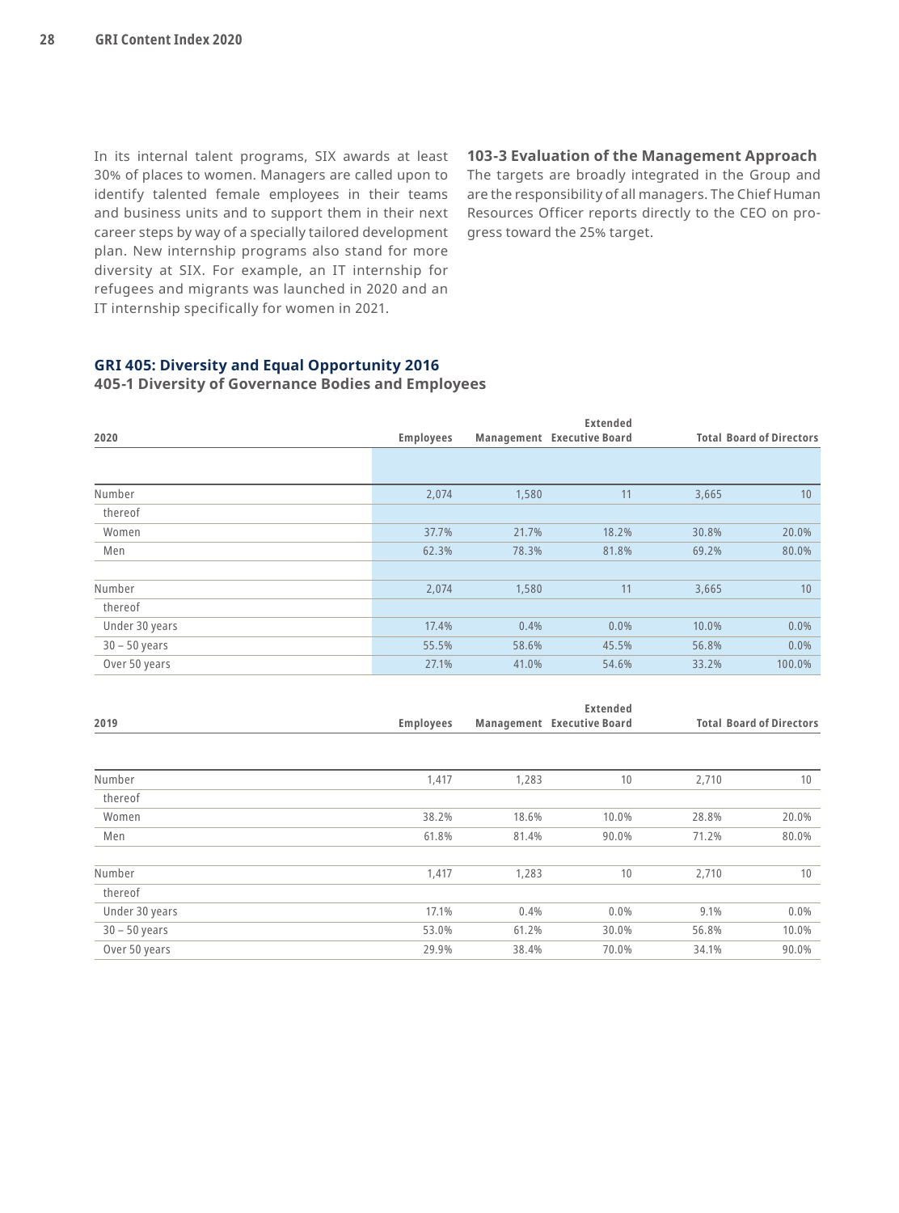In its internal talent programs, SIX awards at least 30% of places to women. Managers are called upon to identify talented female employees in their teams and business units and to support them in their next career steps by way of a specially tailored development plan. New internship programs also stand for more diversity at SIX. For example, an IT internship for refugees and migrants was launched in 2020 and an IT internship specifically for women in 2021.

**103-3 Evaluation of the Management Approach**
The targets are broadly integrated in the Group and are the responsibility of all managers. The Chief Human Resources Officer reports directly to the CEO on progress toward the 25% target.

## GRI 405: Diversity and Equal Opportunity 2016

### 405-1 Diversity of Governance Bodies and Employees

| 2020 | Employees | Management | Extended Executive Board | Total | Board of Directors |
|---|---|---|---|---|---|
| Number | 2,074 | 1,580 | 11 | 3,665 | 10 |
| thereof | | | | | |
| Women | 37.7% | 21.7% | 18.2% | 30.8% | 20.0% |
| Men | 62.3% | 78.3% | 81.8% | 69.2% | 80.0% |
| Number | 2,074 | 1,580 | 11 | 3,665 | 10 |
| thereof | | | | | |
| Under 30 years | 17.4% | 0.4% | 0.0% | 10.0% | 0.0% |
| 30 – 50 years | 55.5% | 58.6% | 45.5% | 56.8% | 0.0% |
| Over 50 years | 27.1% | 41.0% | 54.6% | 33.2% | 100.0% |

| 2019 | Employees | Management | Extended Executive Board | Total | Board of Directors |
|---|---|---|---|---|---|
| Number | 1,417 | 1,283 | 10 | 2,710 | 10 |
| thereof | | | | | |
| Women | 38.2% | 18.6% | 10.0% | 28.8% | 20.0% |
| Men | 61.8% | 81.4% | 90.0% | 71.2% | 80.0% |
| Number | 1,417 | 1,283 | 10 | 2,710 | 10 |
| thereof | | | | | |
| Under 30 years | 17.1% | 0.4% | 0.0% | 9.1% | 0.0% |
| 30 – 50 years | 53.0% | 61.2% | 30.0% | 56.8% | 10.0% |
| Over 50 years | 29.9% | 38.4% | 70.0% | 34.1% | 90.0% |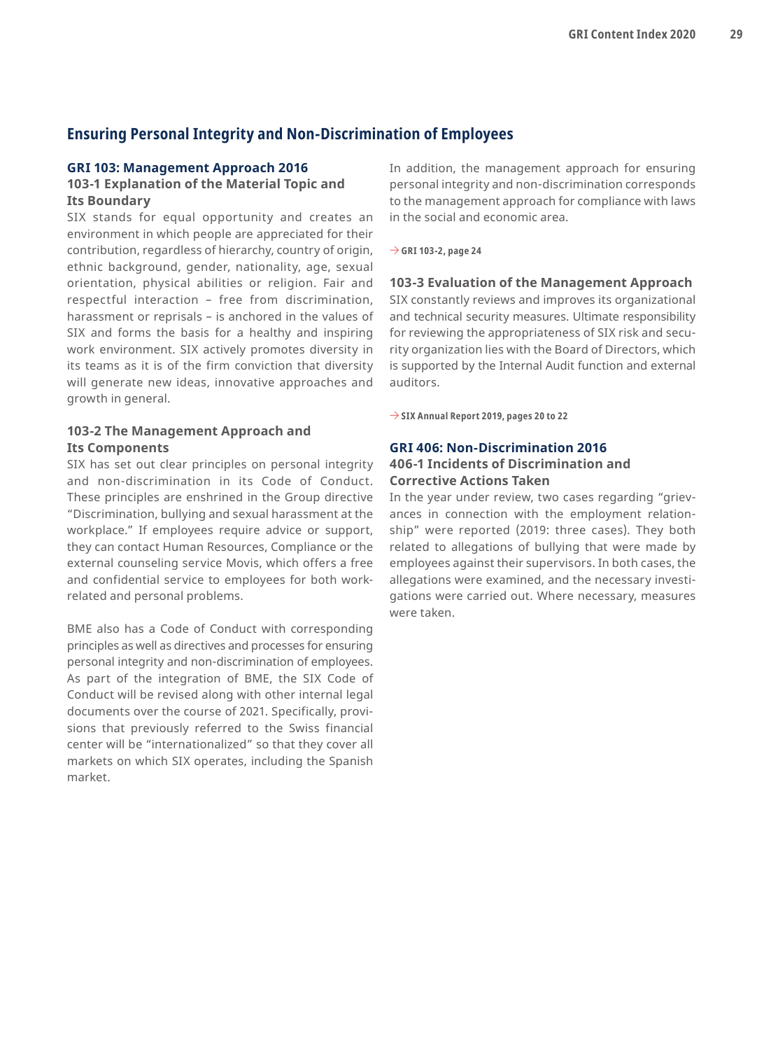## Ensuring Personal Integrity and Non-Discrimination of Employees

### GRI 103: Management Approach 2016

#### 103-1 Explanation of the Material Topic and Its Boundary

SIX stands for equal opportunity and creates an environment in which people are appreciated for their contribution, regardless of hierarchy, country of origin, ethnic background, gender, nationality, age, sexual orientation, physical abilities or religion. Fair and respectful interaction – free from discrimination, harassment or reprisals – is anchored in the values of SIX and forms the basis for a healthy and inspiring work environment. SIX actively promotes diversity in its teams as it is of the firm conviction that diversity will generate new ideas, innovative approaches and growth in general.

#### 103-2 The Management Approach and Its Components

SIX has set out clear principles on personal integrity and non-discrimination in its Code of Conduct. These principles are enshrined in the Group directive "Discrimination, bullying and sexual harassment at the workplace." If employees require advice or support, they can contact Human Resources, Compliance or the external counseling service Movis, which offers a free and confidential service to employees for both work-related and personal problems.

BME also has a Code of Conduct with corresponding principles as well as directives and processes for ensuring personal integrity and non-discrimination of employees. As part of the integration of BME, the SIX Code of Conduct will be revised along with other internal legal documents over the course of 2021. Specifically, provisions that previously referred to the Swiss financial center will be "internationalized" so that they cover all markets on which SIX operates, including the Spanish market.

In addition, the management approach for ensuring personal integrity and non-discrimination corresponds to the management approach for compliance with laws in the social and economic area.

→ **GRI 103-2, page 24**

#### 103-3 Evaluation of the Management Approach

SIX constantly reviews and improves its organizational and technical security measures. Ultimate responsibility for reviewing the appropriateness of SIX risk and security organization lies with the Board of Directors, which is supported by the Internal Audit function and external auditors.

→ **SIX Annual Report 2019, pages 20 to 22**

### GRI 406: Non-Discrimination 2016

#### 406-1 Incidents of Discrimination and Corrective Actions Taken

In the year under review, two cases regarding "grievances in connection with the employment relationship" were reported (2019: three cases). They both related to allegations of bullying that were made by employees against their supervisors. In both cases, the allegations were examined, and the necessary investigations were carried out. Where necessary, measures were taken.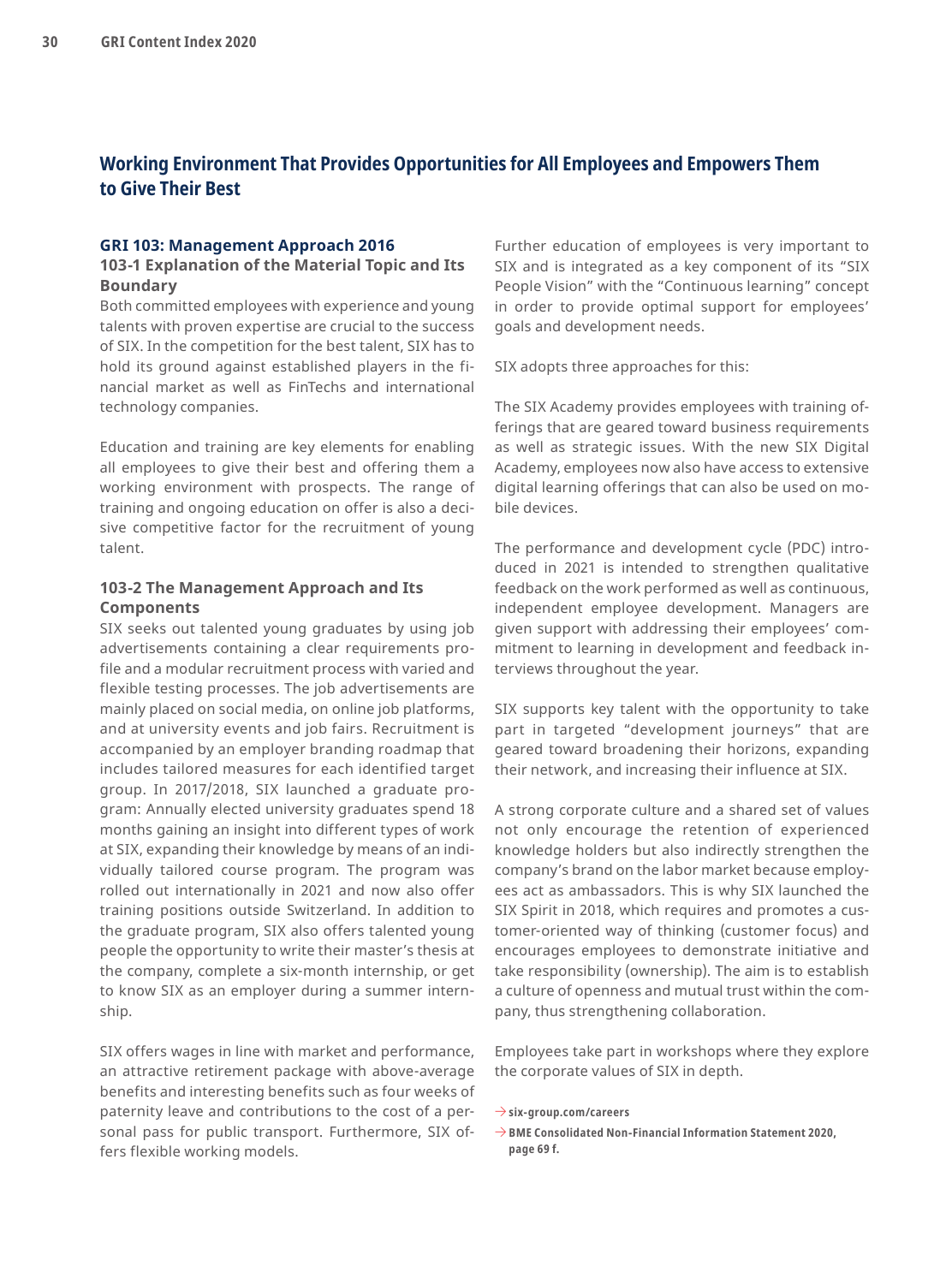## Working Environment That Provides Opportunities for All Employees and Empowers Them to Give Their Best

### GRI 103: Management Approach 2016

#### 103-1 Explanation of the Material Topic and Its Boundary

Both committed employees with experience and young talents with proven expertise are crucial to the success of SIX. In the competition for the best talent, SIX has to hold its ground against established players in the financial market as well as FinTechs and international technology companies.

Education and training are key elements for enabling all employees to give their best and offering them a working environment with prospects. The range of training and ongoing education on offer is also a decisive competitive factor for the recruitment of young talent.

#### 103-2 The Management Approach and Its Components

SIX seeks out talented young graduates by using job advertisements containing a clear requirements profile and a modular recruitment process with varied and flexible testing processes. The job advertisements are mainly placed on social media, on online job platforms, and at university events and job fairs. Recruitment is accompanied by an employer branding roadmap that includes tailored measures for each identified target group. In 2017/2018, SIX launched a graduate program: Annually elected university graduates spend 18 months gaining an insight into different types of work at SIX, expanding their knowledge by means of an individually tailored course program. The program was rolled out internationally in 2021 and now also offer training positions outside Switzerland. In addition to the graduate program, SIX also offers talented young people the opportunity to write their master's thesis at the company, complete a six-month internship, or get to know SIX as an employer during a summer internship.

SIX offers wages in line with market and performance, an attractive retirement package with above-average benefits and interesting benefits such as four weeks of paternity leave and contributions to the cost of a personal pass for public transport. Furthermore, SIX offers flexible working models.

Further education of employees is very important to SIX and is integrated as a key component of its "SIX People Vision" with the "Continuous learning" concept in order to provide optimal support for employees' goals and development needs.

SIX adopts three approaches for this:

The SIX Academy provides employees with training offerings that are geared toward business requirements as well as strategic issues. With the new SIX Digital Academy, employees now also have access to extensive digital learning offerings that can also be used on mobile devices.

The performance and development cycle (PDC) introduced in 2021 is intended to strengthen qualitative feedback on the work performed as well as continuous, independent employee development. Managers are given support with addressing their employees' commitment to learning in development and feedback interviews throughout the year.

SIX supports key talent with the opportunity to take part in targeted "development journeys" that are geared toward broadening their horizons, expanding their network, and increasing their influence at SIX.

A strong corporate culture and a shared set of values not only encourage the retention of experienced knowledge holders but also indirectly strengthen the company's brand on the labor market because employees act as ambassadors. This is why SIX launched the SIX Spirit in 2018, which requires and promotes a customer-oriented way of thinking (customer focus) and encourages employees to demonstrate initiative and take responsibility (ownership). The aim is to establish a culture of openness and mutual trust within the company, thus strengthening collaboration.

Employees take part in workshops where they explore the corporate values of SIX in depth.

→ **six-group.com/careers**

→ **BME Consolidated Non-Financial Information Statement 2020, page 69 f.**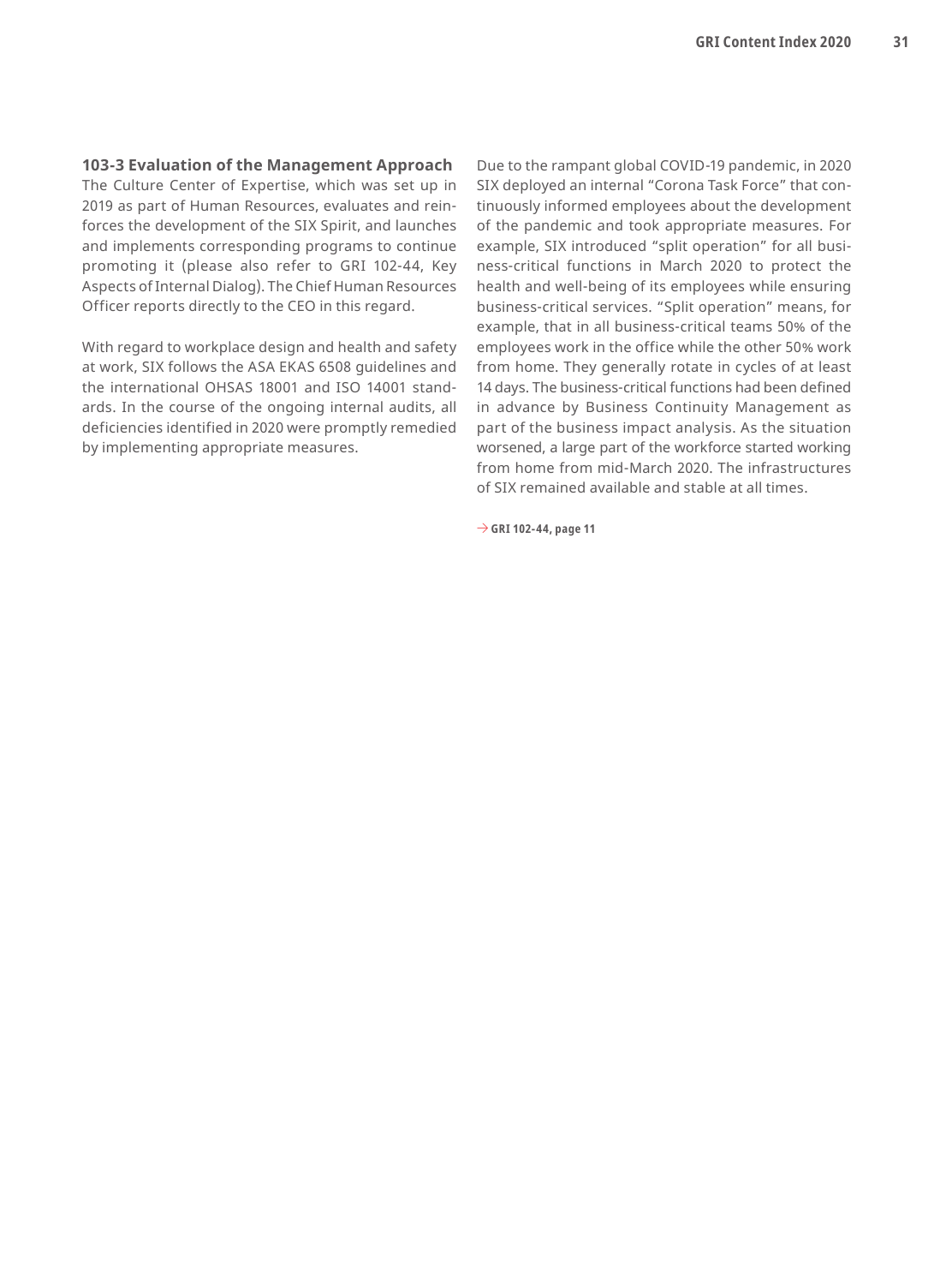### 103-3 Evaluation of the Management Approach

The Culture Center of Expertise, which was set up in 2019 as part of Human Resources, evaluates and reinforces the development of the SIX Spirit, and launches and implements corresponding programs to continue promoting it (please also refer to GRI 102-44, Key Aspects of Internal Dialog). The Chief Human Resources Officer reports directly to the CEO in this regard.

With regard to workplace design and health and safety at work, SIX follows the ASA EKAS 6508 guidelines and the international OHSAS 18001 and ISO 14001 standards. In the course of the ongoing internal audits, all deficiencies identified in 2020 were promptly remedied by implementing appropriate measures.

Due to the rampant global COVID-19 pandemic, in 2020 SIX deployed an internal "Corona Task Force" that continuously informed employees about the development of the pandemic and took appropriate measures. For example, SIX introduced "split operation" for all business-critical functions in March 2020 to protect the health and well-being of its employees while ensuring business-critical services. "Split operation" means, for example, that in all business-critical teams 50% of the employees work in the office while the other 50% work from home. They generally rotate in cycles of at least 14 days. The business-critical functions had been defined in advance by Business Continuity Management as part of the business impact analysis. As the situation worsened, a large part of the workforce started working from home from mid-March 2020. The infrastructures of SIX remained available and stable at all times.

→ **GRI 102-44, page 11**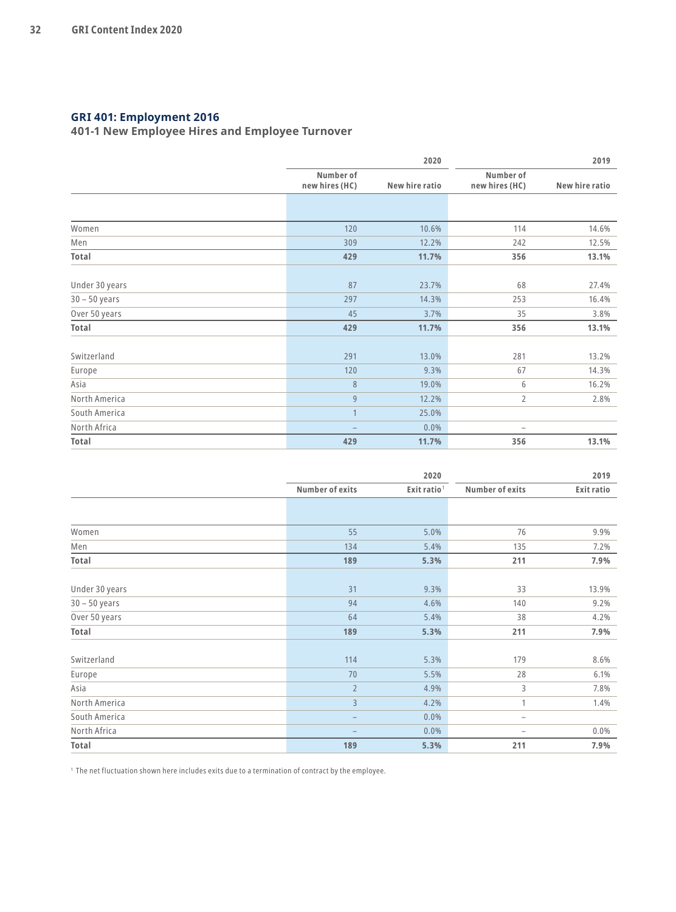## GRI 401: Employment 2016

### 401-1 New Employee Hires and Employee Turnover

| | 2020 | | 2019 | |
|---|---|---|---|---|
| | Number of new hires (HC) | New hire ratio | Number of new hires (HC) | New hire ratio |
| Women | 120 | 10.6% | 114 | 14.6% |
| Men | 309 | 12.2% | 242 | 12.5% |
| **Total** | **429** | **11.7%** | **356** | **13.1%** |
| Under 30 years | 87 | 23.7% | 68 | 27.4% |
| 30 – 50 years | 297 | 14.3% | 253 | 16.4% |
| Over 50 years | 45 | 3.7% | 35 | 3.8% |
| **Total** | **429** | **11.7%** | **356** | **13.1%** |
| Switzerland | 291 | 13.0% | 281 | 13.2% |
| Europe | 120 | 9.3% | 67 | 14.3% |
| Asia | 8 | 19.0% | 6 | 16.2% |
| North America | 9 | 12.2% | 2 | 2.8% |
| South America | 1 | 25.0% | | |
| North Africa | – | 0.0% | – | |
| **Total** | **429** | **11.7%** | **356** | **13.1%** |

| | 2020 | | 2019 | |
|---|---|---|---|---|
| | Number of exits | Exit ratio[1] | Number of exits | Exit ratio |
| Women | 55 | 5.0% | 76 | 9.9% |
| Men | 134 | 5.4% | 135 | 7.2% |
| **Total** | **189** | **5.3%** | **211** | **7.9%** |
| Under 30 years | 31 | 9.3% | 33 | 13.9% |
| 30 – 50 years | 94 | 4.6% | 140 | 9.2% |
| Over 50 years | 64 | 5.4% | 38 | 4.2% |
| **Total** | **189** | **5.3%** | **211** | **7.9%** |
| Switzerland | 114 | 5.3% | 179 | 8.6% |
| Europe | 70 | 5.5% | 28 | 6.1% |
| Asia | 2 | 4.9% | 3 | 7.8% |
| North America | 3 | 4.2% | 1 | 1.4% |
| South America | – | 0.0% | – | |
| North Africa | – | 0.0% | – | 0.0% |
| **Total** | **189** | **5.3%** | **211** | **7.9%** |

[1] The net fluctuation shown here includes exits due to a termination of contract by the employee.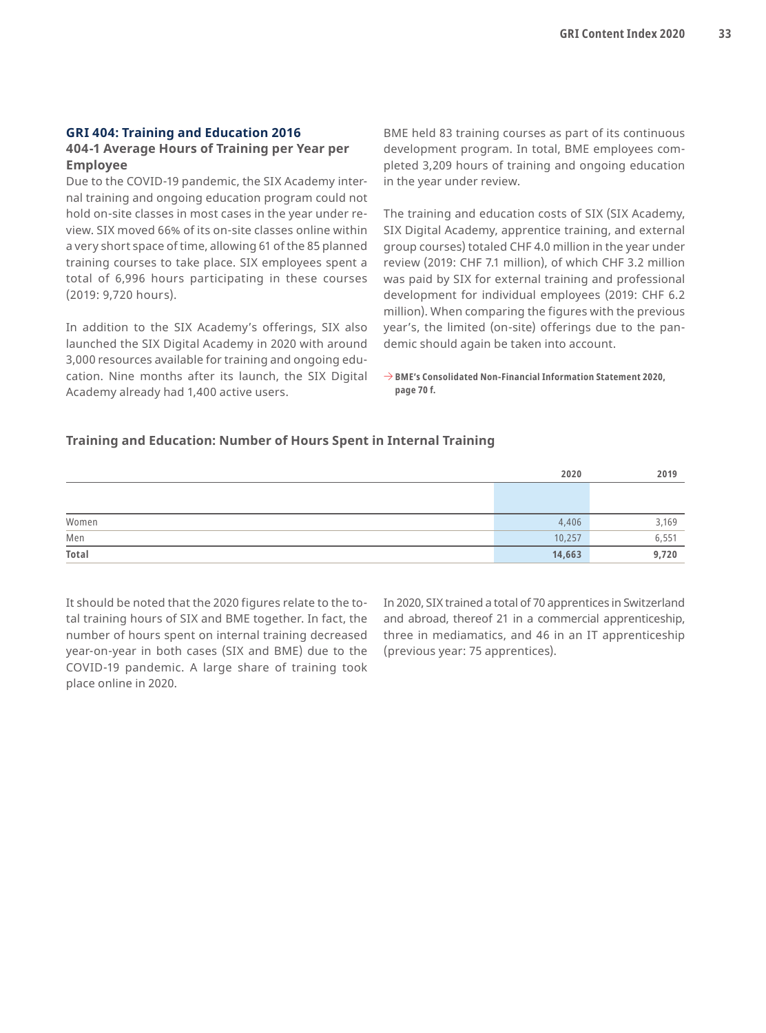## GRI 404: Training and Education 2016

### 404-1 Average Hours of Training per Year per Employee

Due to the COVID-19 pandemic, the SIX Academy internal training and ongoing education program could not hold on-site classes in most cases in the year under review. SIX moved 66% of its on-site classes online within a very short space of time, allowing 61 of the 85 planned training courses to take place. SIX employees spent a total of 6,996 hours participating in these courses (2019: 9,720 hours).

In addition to the SIX Academy's offerings, SIX also launched the SIX Digital Academy in 2020 with around 3,000 resources available for training and ongoing education. Nine months after its launch, the SIX Digital Academy already had 1,400 active users.

BME held 83 training courses as part of its continuous development program. In total, BME employees completed 3,209 hours of training and ongoing education in the year under review.

The training and education costs of SIX (SIX Academy, SIX Digital Academy, apprentice training, and external group courses) totaled CHF 4.0 million in the year under review (2019: CHF 7.1 million), of which CHF 3.2 million was paid by SIX for external training and professional development for individual employees (2019: CHF 6.2 million). When comparing the figures with the previous year's, the limited (on-site) offerings due to the pandemic should again be taken into account.

→ **BME's Consolidated Non-Financial Information Statement 2020, page 70 f.**

**Training and Education: Number of Hours Spent in Internal Training**

| | 2020 | 2019 |
|---|---|---|
| Women | 4,406 | 3,169 |
| Men | 10,257 | 6,551 |
| **Total** | **14,663** | **9,720** |

It should be noted that the 2020 figures relate to the total training hours of SIX and BME together. In fact, the number of hours spent on internal training decreased year-on-year in both cases (SIX and BME) due to the COVID-19 pandemic. A large share of training took place online in 2020.

In 2020, SIX trained a total of 70 apprentices in Switzerland and abroad, thereof 21 in a commercial apprenticeship, three in mediamatics, and 46 in an IT apprenticeship (previous year: 75 apprentices).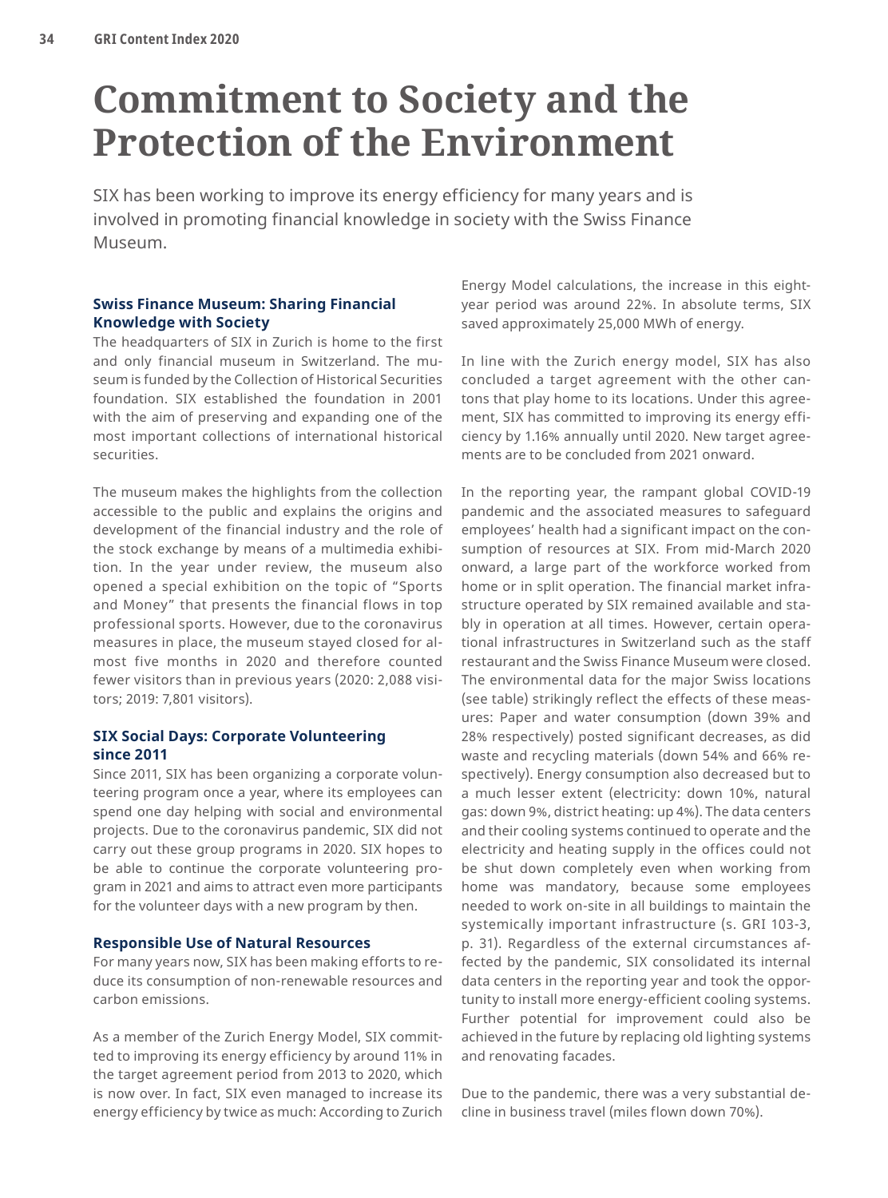# Commitment to Society and the Protection of the Environment

SIX has been working to improve its energy efficiency for many years and is involved in promoting financial knowledge in society with the Swiss Finance Museum.

### Swiss Finance Museum: Sharing Financial Knowledge with Society

The headquarters of SIX in Zurich is home to the first and only financial museum in Switzerland. The museum is funded by the Collection of Historical Securities foundation. SIX established the foundation in 2001 with the aim of preserving and expanding one of the most important collections of international historical securities.

The museum makes the highlights from the collection accessible to the public and explains the origins and development of the financial industry and the role of the stock exchange by means of a multimedia exhibition. In the year under review, the museum also opened a special exhibition on the topic of "Sports and Money" that presents the financial flows in top professional sports. However, due to the coronavirus measures in place, the museum stayed closed for almost five months in 2020 and therefore counted fewer visitors than in previous years (2020: 2,088 visitors; 2019: 7,801 visitors).

### SIX Social Days: Corporate Volunteering since 2011

Since 2011, SIX has been organizing a corporate volunteering program once a year, where its employees can spend one day helping with social and environmental projects. Due to the coronavirus pandemic, SIX did not carry out these group programs in 2020. SIX hopes to be able to continue the corporate volunteering program in 2021 and aims to attract even more participants for the volunteer days with a new program by then.

### Responsible Use of Natural Resources

For many years now, SIX has been making efforts to reduce its consumption of non-renewable resources and carbon emissions.

As a member of the Zurich Energy Model, SIX committed to improving its energy efficiency by around 11% in the target agreement period from 2013 to 2020, which is now over. In fact, SIX even managed to increase its energy efficiency by twice as much: According to Zurich Energy Model calculations, the increase in this eight-year period was around 22%. In absolute terms, SIX saved approximately 25,000 MWh of energy.

In line with the Zurich energy model, SIX has also concluded a target agreement with the other cantons that play home to its locations. Under this agreement, SIX has committed to improving its energy efficiency by 1.16% annually until 2020. New target agreements are to be concluded from 2021 onward.

In the reporting year, the rampant global COVID-19 pandemic and the associated measures to safeguard employees' health had a significant impact on the consumption of resources at SIX. From mid-March 2020 onward, a large part of the workforce worked from home or in split operation. The financial market infrastructure operated by SIX remained available and stably in operation at all times. However, certain operational infrastructures in Switzerland such as the staff restaurant and the Swiss Finance Museum were closed. The environmental data for the major Swiss locations (see table) strikingly reflect the effects of these measures: Paper and water consumption (down 39% and 28% respectively) posted significant decreases, as did waste and recycling materials (down 54% and 66% respectively). Energy consumption also decreased but to a much lesser extent (electricity: down 10%, natural gas: down 9%, district heating: up 4%). The data centers and their cooling systems continued to operate and the electricity and heating supply in the offices could not be shut down completely even when working from home was mandatory, because some employees needed to work on-site in all buildings to maintain the systemically important infrastructure (s. GRI 103-3, p. 31). Regardless of the external circumstances affected by the pandemic, SIX consolidated its internal data centers in the reporting year and took the opportunity to install more energy-efficient cooling systems. Further potential for improvement could also be achieved in the future by replacing old lighting systems and renovating facades.

Due to the pandemic, there was a very substantial decline in business travel (miles flown down 70%).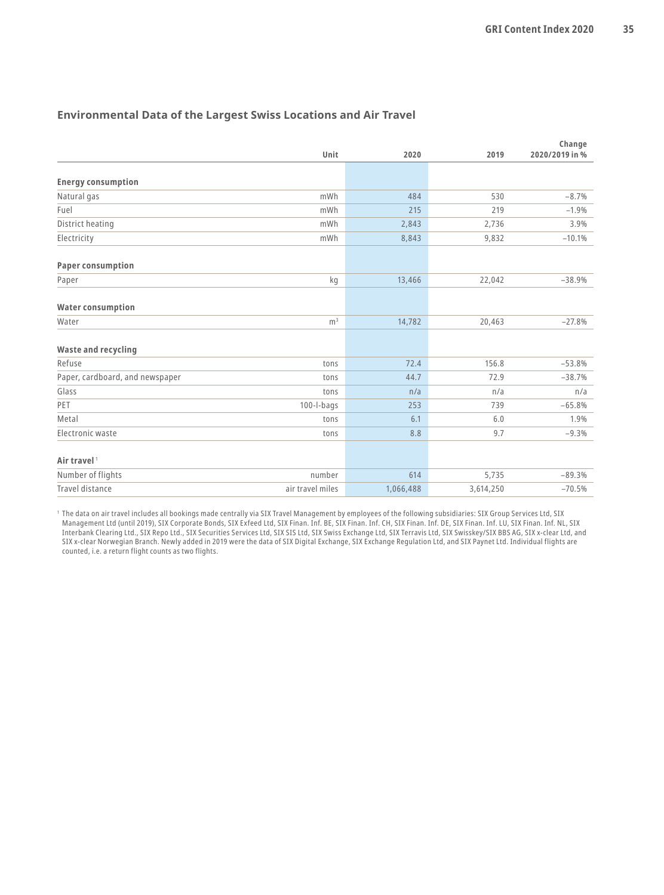## Environmental Data of the Largest Swiss Locations and Air Travel

| | Unit | 2020 | 2019 | Change 2020/2019 in % |
|---|---|---|---|---|
| **Energy consumption** | | | | |
| Natural gas | mWh | 484 | 530 | –8.7% |
| Fuel | mWh | 215 | 219 | –1.9% |
| District heating | mWh | 2,843 | 2,736 | 3.9% |
| Electricity | mWh | 8,843 | 9,832 | –10.1% |
| **Paper consumption** | | | | |
| Paper | kg | 13,466 | 22,042 | –38.9% |
| **Water consumption** | | | | |
| Water | $m^3$ | 14,782 | 20,463 | –27.8% |
| **Waste and recycling** | | | | |
| Refuse | tons | 72.4 | 156.8 | –53.8% |
| Paper, cardboard, and newspaper | tons | 44.7 | 72.9 | –38.7% |
| Glass | tons | n/a | n/a | n/a |
| PET | 100-l-bags | 253 | 739 | –65.8% |
| Metal | tons | 6.1 | 6.0 | 1.9% |
| Electronic waste | tons | 8.8 | 9.7 | –9.3% |
| **Air travel** [1] | | | | |
| Number of flights | number | 614 | 5,735 | –89.3% |
| Travel distance | air travel miles | 1,066,488 | 3,614,250 | –70.5% |

[1] The data on air travel includes all bookings made centrally via SIX Travel Management by employees of the following subsidiaries: SIX Group Services Ltd, SIX Management Ltd (until 2019), SIX Corporate Bonds, SIX Exfeed Ltd, SIX Finan. Inf. BE, SIX Finan. Inf. CH, SIX Finan. Inf. DE, SIX Finan. Inf. LU, SIX Finan. Inf. NL, SIX Interbank Clearing Ltd., SIX Repo Ltd., SIX Securities Services Ltd, SIX SIS Ltd, SIX Swiss Exchange Ltd, SIX Terravis Ltd, SIX Swisskey/SIX BBS AG, SIX x-clear Ltd, and SIX x-clear Norwegian Branch. Newly added in 2019 were the data of SIX Digital Exchange, SIX Exchange Regulation Ltd, and SIX Paynet Ltd. Individual flights are counted, i.e. a return flight counts as two flights.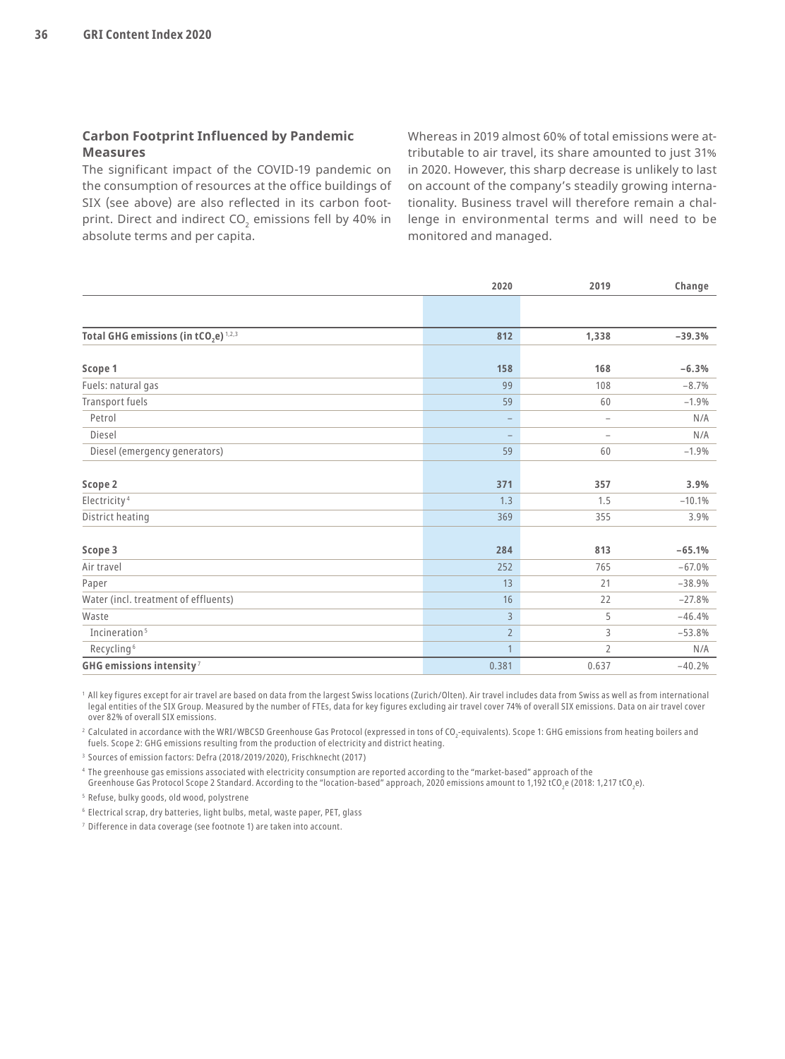### Carbon Footprint Influenced by Pandemic Measures

The significant impact of the COVID-19 pandemic on the consumption of resources at the office buildings of SIX (see above) are also reflected in its carbon footprint. Direct and indirect $CO_2$ emissions fell by 40% in absolute terms and per capita.

Whereas in 2019 almost 60% of total emissions were attributable to air travel, its share amounted to just 31% in 2020. However, this sharp decrease is unlikely to last on account of the company's steadily growing internationality. Business travel will therefore remain a challenge in environmental terms and will need to be monitored and managed.

| | 2020 | 2019 | Change |
|---|---|---|---|
| **Total GHG emissions (in $tCO_2e$)** [1,2,3] | **812** | **1,338** | **−39.3%** |
| **Scope 1** | **158** | **168** | **−6.3%** |
| Fuels: natural gas | 99 | 108 | −8.7% |
| Transport fuels | 59 | 60 | −1.9% |
| Petrol | – | – | N/A |
| Diesel | – | – | N/A |
| Diesel (emergency generators) | 59 | 60 | −1.9% |
| **Scope 2** | **371** | **357** | **3.9%** |
| Electricity [4] | 1.3 | 1.5 | −10.1% |
| District heating | 369 | 355 | 3.9% |
| **Scope 3** | **284** | **813** | **−65.1%** |
| Air travel | 252 | 765 | −67.0% |
| Paper | 13 | 21 | −38.9% |
| Water (incl. treatment of effluents) | 16 | 22 | −27.8% |
| Waste | 3 | 5 | −46.4% |
| Incineration [5] | 2 | 3 | −53.8% |
| Recycling [6] | 1 | 2 | N/A |
| **GHG emissions intensity** [7] | 0.381 | 0.637 | −40.2% |

[1] All key figures except for air travel are based on data from the largest Swiss locations (Zurich/Olten). Air travel includes data from Swiss as well as from international legal entities of the SIX Group. Measured by the number of FTEs, data for key figures excluding air travel cover 74% of overall SIX emissions. Data on air travel cover over 82% of overall SIX emissions.

[2] Calculated in accordance with the WRI/WBCSD Greenhouse Gas Protocol (expressed in tons of $CO_2$-equivalents). Scope 1: GHG emissions from heating boilers and fuels. Scope 2: GHG emissions resulting from the production of electricity and district heating.

[3] Sources of emission factors: Defra (2018/2019/2020), Frischknecht (2017)

[4] The greenhouse gas emissions associated with electricity consumption are reported according to the "market-based" approach of the Greenhouse Gas Protocol Scope 2 Standard. According to the "location-based" approach, 2020 emissions amount to 1,192 $tCO_2e$ (2018: 1,217 $tCO_2e$).

[5] Refuse, bulky goods, old wood, polystrene

[6] Electrical scrap, dry batteries, light bulbs, metal, waste paper, PET, glass

[7] Difference in data coverage (see footnote 1) are taken into account.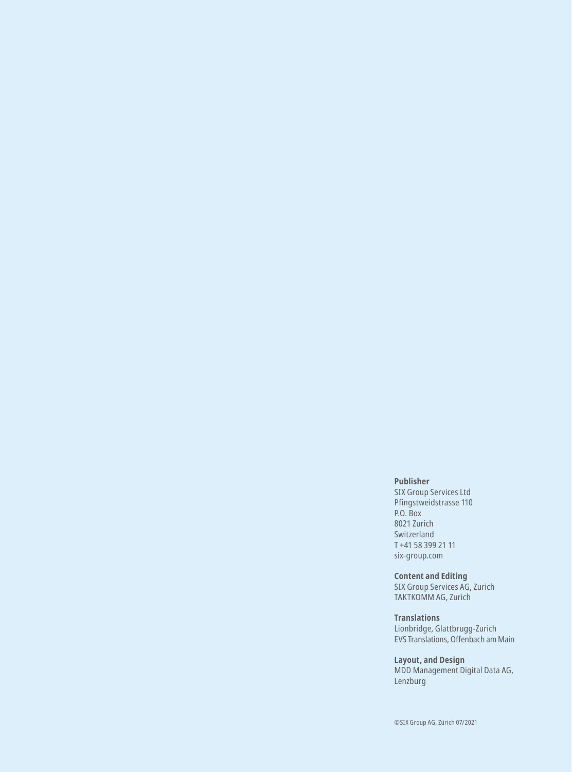**Publisher**
SIX Group Services Ltd
Pfingstweidstrasse 110
P.O. Box
8021 Zurich
Switzerland
T +41 58 399 21 11
six-group.com

**Content and Editing**
SIX Group Services AG, Zurich
TAKTKOMM AG, Zurich

**Translations**
Lionbridge, Glattbrugg-Zurich
EVS Translations, Offenbach am Main

**Layout, and Design**
MDD Management Digital Data AG,
Lenzburg

©SIX Group AG, Zürich 07/2021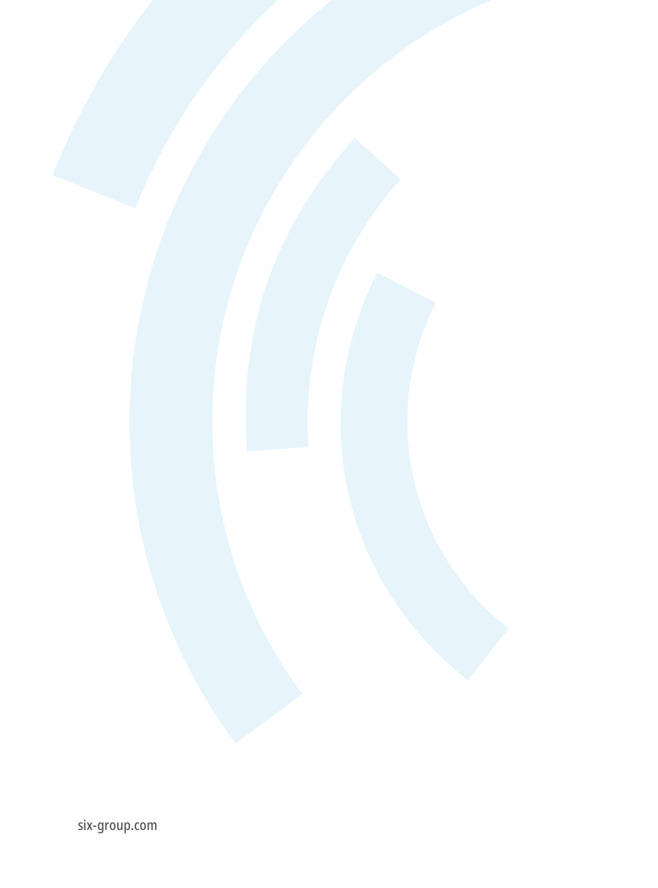six-group.com